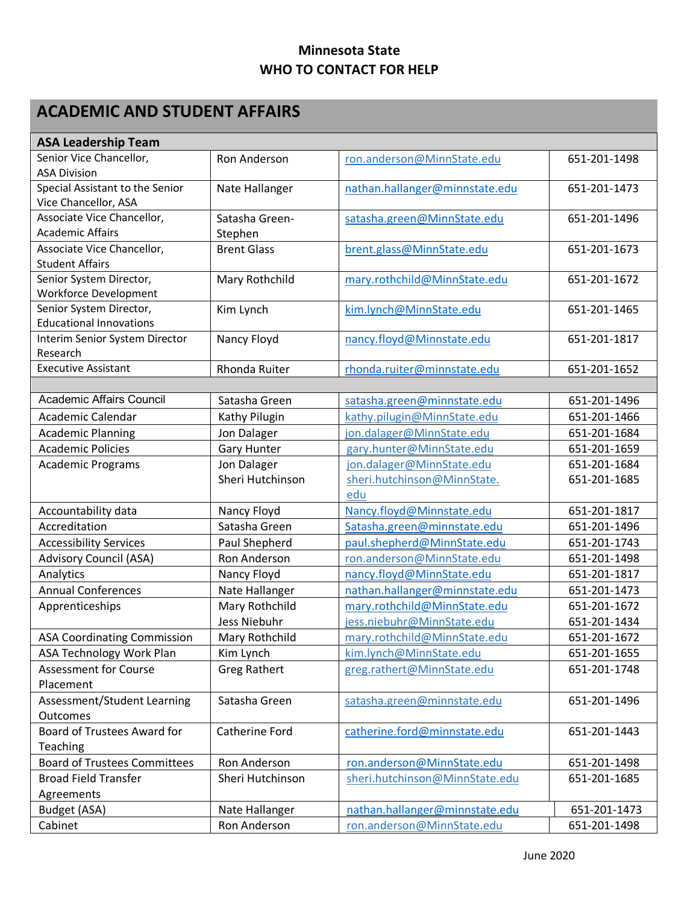# Minnesota State
## WHO TO CONTACT FOR HELP

## ACADEMIC AND STUDENT AFFAIRS

| ASA Leadership Team | | | |
|---|---|---|---|
| Senior Vice Chancellor, ASA Division | Ron Anderson | ron.anderson@MinnState.edu | 651-201-1498 |
| Special Assistant to the Senior Vice Chancellor, ASA | Nate Hallanger | nathan.hallanger@minnstate.edu | 651-201-1473 |
| Associate Vice Chancellor, Academic Affairs | Satasha Green-Stephen | satasha.green@MinnState.edu | 651-201-1496 |
| Associate Vice Chancellor, Student Affairs | Brent Glass | brent.glass@MinnState.edu | 651-201-1673 |
| Senior System Director, Workforce Development | Mary Rothchild | mary.rothchild@MinnState.edu | 651-201-1672 |
| Senior System Director, Educational Innovations | Kim Lynch | kim.lynch@MinnState.edu | 651-201-1465 |
| Interim Senior System Director Research | Nancy Floyd | nancy.floyd@Minnstate.edu | 651-201-1817 |
| Executive Assistant | Rhonda Ruiter | rhonda.ruiter@minnstate.edu | 651-201-1652 |
| | | | |
| Academic Affairs Council | Satasha Green | satasha.green@minnstate.edu | 651-201-1496 |
| Academic Calendar | Kathy Pilugin | kathy.pilugin@MinnState.edu | 651-201-1466 |
| Academic Planning | Jon Dalager | jon.dalager@MinnState.edu | 651-201-1684 |
| Academic Policies | Gary Hunter | gary.hunter@MinnState.edu | 651-201-1659 |
| Academic Programs | Jon Dalager<br>Sheri Hutchinson | jon.dalager@MinnState.edu<br>sheri.hutchinson@MinnState.edu | 651-201-1684<br>651-201-1685 |
| Accountability data | Nancy Floyd | Nancy.floyd@Minnstate.edu | 651-201-1817 |
| Accreditation | Satasha Green | Satasha.green@minnstate.edu | 651-201-1496 |
| Accessibility Services | Paul Shepherd | paul.shepherd@MinnState.edu | 651-201-1743 |
| Advisory Council (ASA) | Ron Anderson | ron.anderson@MinnState.edu | 651-201-1498 |
| Analytics | Nancy Floyd | nancy.floyd@MinnState.edu | 651-201-1817 |
| Annual Conferences | Nate Hallanger | nathan.hallanger@minnstate.edu | 651-201-1473 |
| Apprenticeships | Mary Rothchild<br>Jess Niebuhr | mary.rothchild@MinnState.edu<br>jess.niebuhr@MinnState.edu | 651-201-1672<br>651-201-1434 |
| ASA Coordinating Commission | Mary Rothchild | mary.rothchild@MinnState.edu | 651-201-1672 |
| ASA Technology Work Plan | Kim Lynch | kim.lynch@MinnState.edu | 651-201-1655 |
| Assessment for Course Placement | Greg Rathert | greg.rathert@MinnState.edu | 651-201-1748 |
| Assessment/Student Learning Outcomes | Satasha Green | satasha.green@minnstate.edu | 651-201-1496 |
| Board of Trustees Award for Teaching | Catherine Ford | catherine.ford@minnstate.edu | 651-201-1443 |
| Board of Trustees Committees | Ron Anderson | ron.anderson@MinnState.edu | 651-201-1498 |
| Broad Field Transfer Agreements | Sheri Hutchinson | sheri.hutchinson@MinnState.edu | 651-201-1685 |
| Budget (ASA) | Nate Hallanger | nathan.hallanger@minnstate.edu | 651-201-1473 |
| Cabinet | Ron Anderson | ron.anderson@MinnState.edu | 651-201-1498 |

June 2020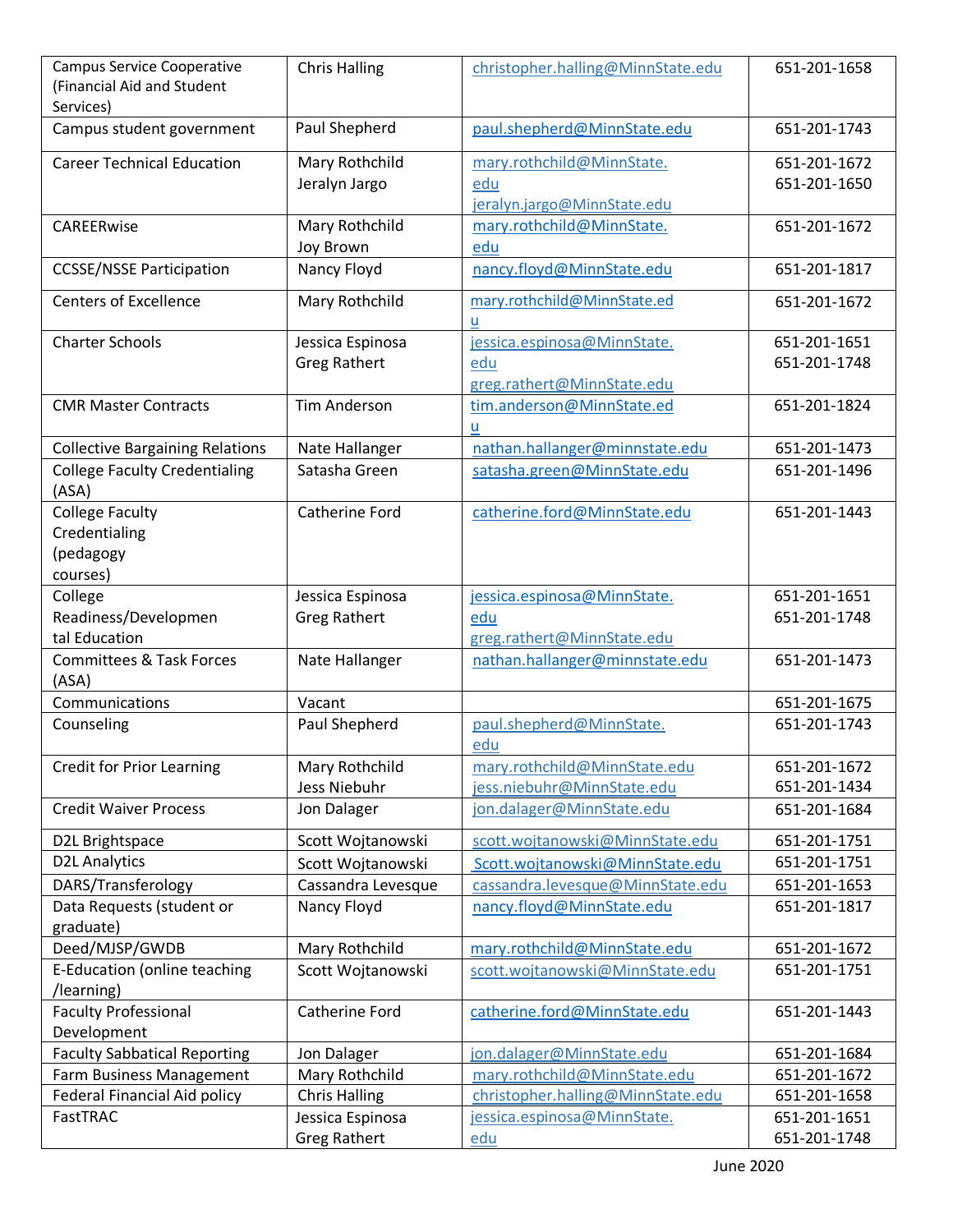| | | | |
|---|---|---|---|
| Campus Service Cooperative (Financial Aid and Student Services) | Chris Halling | christopher.halling@MinnState.edu | 651-201-1658 |
| Campus student government | Paul Shepherd | paul.shepherd@MinnState.edu | 651-201-1743 |
| Career Technical Education | Mary Rothchild<br>Jeralyn Jargo | mary.rothchild@MinnState.edu<br>jeralyn.jargo@MinnState.edu | 651-201-1672<br>651-201-1650 |
| CAREERwise | Mary Rothchild<br>Joy Brown | mary.rothchild@MinnState.edu | 651-201-1672 |
| CCSSE/NSSE Participation | Nancy Floyd | nancy.floyd@MinnState.edu | 651-201-1817 |
| Centers of Excellence | Mary Rothchild | mary.rothchild@MinnState.edu | 651-201-1672 |
| Charter Schools | Jessica Espinosa<br>Greg Rathert | jessica.espinosa@MinnState.edu<br>greg.rathert@MinnState.edu | 651-201-1651<br>651-201-1748 |
| CMR Master Contracts | Tim Anderson | tim.anderson@MinnState.edu | 651-201-1824 |
| Collective Bargaining Relations | Nate Hallanger | nathan.hallanger@minnstate.edu | 651-201-1473 |
| College Faculty Credentialing (ASA) | Satasha Green | satasha.green@MinnState.edu | 651-201-1496 |
| College Faculty Credentialing (pedagogy courses) | Catherine Ford | catherine.ford@MinnState.edu | 651-201-1443 |
| College Readiness/Developmental Education | Jessica Espinosa<br>Greg Rathert | jessica.espinosa@MinnState.edu<br>greg.rathert@MinnState.edu | 651-201-1651<br>651-201-1748 |
| Committees & Task Forces (ASA) | Nate Hallanger | nathan.hallanger@minnstate.edu | 651-201-1473 |
| Communications | Vacant | | 651-201-1675 |
| Counseling | Paul Shepherd | paul.shepherd@MinnState.edu | 651-201-1743 |
| Credit for Prior Learning | Mary Rothchild<br>Jess Niebuhr | mary.rothchild@MinnState.edu<br>jess.niebuhr@MinnState.edu | 651-201-1672<br>651-201-1434 |
| Credit Waiver Process | Jon Dalager | jon.dalager@MinnState.edu | 651-201-1684 |
| D2L Brightspace | Scott Wojtanowski | scott.wojtanowski@MinnState.edu | 651-201-1751 |
| D2L Analytics | Scott Wojtanowski | Scott.wojtanowski@MinnState.edu | 651-201-1751 |
| DARS/Transferology | Cassandra Levesque | cassandra.levesque@MinnState.edu | 651-201-1653 |
| Data Requests (student or graduate) | Nancy Floyd | nancy.floyd@MinnState.edu | 651-201-1817 |
| Deed/MJSP/GWDB | Mary Rothchild | mary.rothchild@MinnState.edu | 651-201-1672 |
| E-Education (online teaching /learning) | Scott Wojtanowski | scott.wojtanowski@MinnState.edu | 651-201-1751 |
| Faculty Professional Development | Catherine Ford | catherine.ford@MinnState.edu | 651-201-1443 |
| Faculty Sabbatical Reporting | Jon Dalager | jon.dalager@MinnState.edu | 651-201-1684 |
| Farm Business Management | Mary Rothchild | mary.rothchild@MinnState.edu | 651-201-1672 |
| Federal Financial Aid policy | Chris Halling | christopher.halling@MinnState.edu | 651-201-1658 |
| FastTRAC | Jessica Espinosa<br>Greg Rathert | jessica.espinosa@MinnState.edu | 651-201-1651<br>651-201-1748 |

June 2020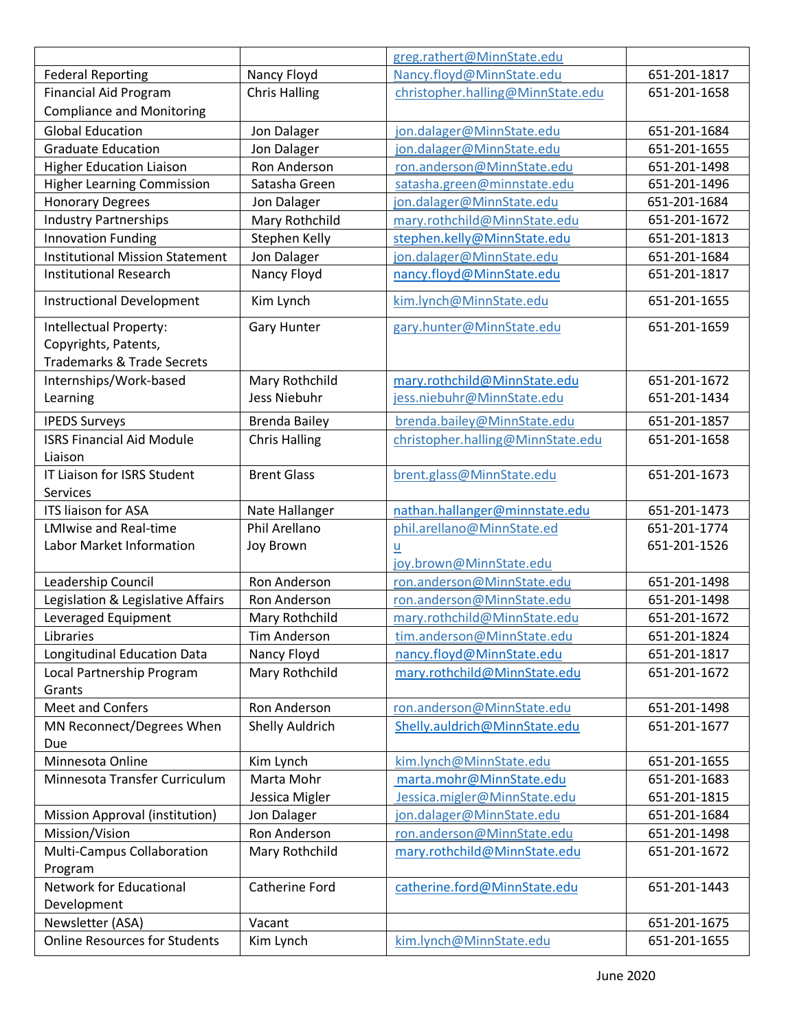| | | greg.rathert@MinnState.edu | |
|---|---|---|---|
| Federal Reporting | Nancy Floyd | Nancy.floyd@MinnState.edu | 651-201-1817 |
| Financial Aid Program Compliance and Monitoring | Chris Halling | christopher.halling@MinnState.edu | 651-201-1658 |
| Global Education | Jon Dalager | jon.dalager@MinnState.edu | 651-201-1684 |
| Graduate Education | Jon Dalager | jon.dalager@MinnState.edu | 651-201-1655 |
| Higher Education Liaison | Ron Anderson | ron.anderson@MinnState.edu | 651-201-1498 |
| Higher Learning Commission | Satasha Green | satasha.green@minnstate.edu | 651-201-1496 |
| Honorary Degrees | Jon Dalager | jon.dalager@MinnState.edu | 651-201-1684 |
| Industry Partnerships | Mary Rothchild | mary.rothchild@MinnState.edu | 651-201-1672 |
| Innovation Funding | Stephen Kelly | stephen.kelly@MinnState.edu | 651-201-1813 |
| Institutional Mission Statement | Jon Dalager | jon.dalager@MinnState.edu | 651-201-1684 |
| Institutional Research | Nancy Floyd | nancy.floyd@MinnState.edu | 651-201-1817 |
| Instructional Development | Kim Lynch | kim.lynch@MinnState.edu | 651-201-1655 |
| Intellectual Property: Copyrights, Patents, Trademarks & Trade Secrets | Gary Hunter | gary.hunter@MinnState.edu | 651-201-1659 |
| Internships/Work-based Learning | Mary Rothchild<br>Jess Niebuhr | mary.rothchild@MinnState.edu<br>jess.niebuhr@MinnState.edu | 651-201-1672<br>651-201-1434 |
| IPEDS Surveys | Brenda Bailey | brenda.bailey@MinnState.edu | 651-201-1857 |
| ISRS Financial Aid Module Liaison | Chris Halling | christopher.halling@MinnState.edu | 651-201-1658 |
| IT Liaison for ISRS Student Services | Brent Glass | brent.glass@MinnState.edu | 651-201-1673 |
| ITS liaison for ASA | Nate Hallanger | nathan.hallanger@minnstate.edu | 651-201-1473 |
| LMIwise and Real-time Labor Market Information | Phil Arellano<br>Joy Brown | phil.arellano@MinnState.edu<br>joy.brown@MinnState.edu | 651-201-1774<br>651-201-1526 |
| Leadership Council | Ron Anderson | ron.anderson@MinnState.edu | 651-201-1498 |
| Legislation & Legislative Affairs | Ron Anderson | ron.anderson@MinnState.edu | 651-201-1498 |
| Leveraged Equipment | Mary Rothchild | mary.rothchild@MinnState.edu | 651-201-1672 |
| Libraries | Tim Anderson | tim.anderson@MinnState.edu | 651-201-1824 |
| Longitudinal Education Data | Nancy Floyd | nancy.floyd@MinnState.edu | 651-201-1817 |
| Local Partnership Program Grants | Mary Rothchild | mary.rothchild@MinnState.edu | 651-201-1672 |
| Meet and Confers | Ron Anderson | ron.anderson@MinnState.edu | 651-201-1498 |
| MN Reconnect/Degrees When Due | Shelly Auldrich | Shelly.auldrich@MinnState.edu | 651-201-1677 |
| Minnesota Online | Kim Lynch | kim.lynch@MinnState.edu | 651-201-1655 |
| Minnesota Transfer Curriculum | Marta Mohr<br>Jessica Migler | marta.mohr@MinnState.edu<br>Jessica.migler@MinnState.edu | 651-201-1683<br>651-201-1815 |
| Mission Approval (institution) | Jon Dalager | jon.dalager@MinnState.edu | 651-201-1684 |
| Mission/Vision | Ron Anderson | ron.anderson@MinnState.edu | 651-201-1498 |
| Multi-Campus Collaboration Program | Mary Rothchild | mary.rothchild@MinnState.edu | 651-201-1672 |
| Network for Educational Development | Catherine Ford | catherine.ford@MinnState.edu | 651-201-1443 |
| Newsletter (ASA) | Vacant | | 651-201-1675 |
| Online Resources for Students | Kim Lynch | kim.lynch@MinnState.edu | 651-201-1655 |

June 2020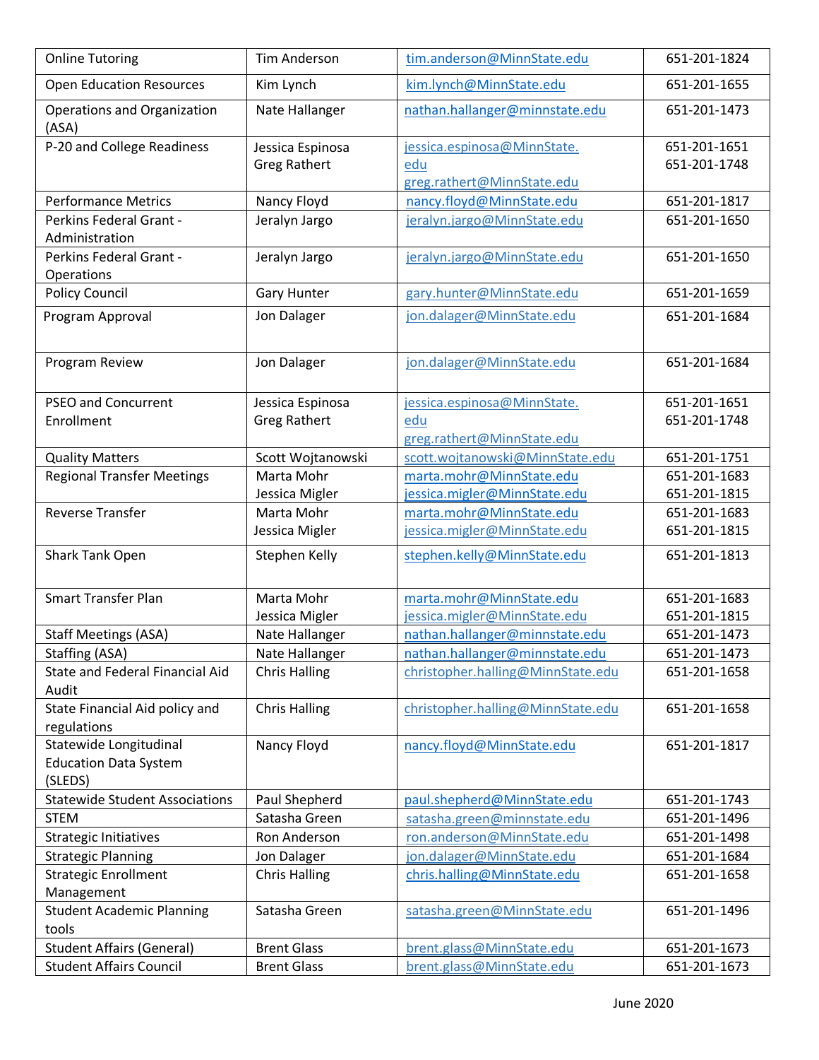| Online Tutoring | Tim Anderson | tim.anderson@MinnState.edu | 651-201-1824 |
|---|---|---|---|
| Open Education Resources | Kim Lynch | kim.lynch@MinnState.edu | 651-201-1655 |
| Operations and Organization (ASA) | Nate Hallanger | nathan.hallanger@minnstate.edu | 651-201-1473 |
| P-20 and College Readiness | Jessica Espinosa<br>Greg Rathert | jessica.espinosa@MinnState.edu<br>greg.rathert@MinnState.edu | 651-201-1651<br>651-201-1748 |
| Performance Metrics | Nancy Floyd | nancy.floyd@MinnState.edu | 651-201-1817 |
| Perkins Federal Grant - Administration | Jeralyn Jargo | jeralyn.jargo@MinnState.edu | 651-201-1650 |
| Perkins Federal Grant - Operations | Jeralyn Jargo | jeralyn.jargo@MinnState.edu | 651-201-1650 |
| Policy Council | Gary Hunter | gary.hunter@MinnState.edu | 651-201-1659 |
| Program Approval | Jon Dalager | jon.dalager@MinnState.edu | 651-201-1684 |
| Program Review | Jon Dalager | jon.dalager@MinnState.edu | 651-201-1684 |
| PSEO and Concurrent Enrollment | Jessica Espinosa<br>Greg Rathert | jessica.espinosa@MinnState.edu<br>greg.rathert@MinnState.edu | 651-201-1651<br>651-201-1748 |
| Quality Matters | Scott Wojtanowski | scott.wojtanowski@MinnState.edu | 651-201-1751 |
| Regional Transfer Meetings | Marta Mohr<br>Jessica Migler | marta.mohr@MinnState.edu<br>jessica.migler@MinnState.edu | 651-201-1683<br>651-201-1815 |
| Reverse Transfer | Marta Mohr<br>Jessica Migler | marta.mohr@MinnState.edu<br>jessica.migler@MinnState.edu | 651-201-1683<br>651-201-1815 |
| Shark Tank Open | Stephen Kelly | stephen.kelly@MinnState.edu | 651-201-1813 |
| Smart Transfer Plan | Marta Mohr<br>Jessica Migler | marta.mohr@MinnState.edu<br>jessica.migler@MinnState.edu | 651-201-1683<br>651-201-1815 |
| Staff Meetings (ASA) | Nate Hallanger | nathan.hallanger@minnstate.edu | 651-201-1473 |
| Staffing (ASA) | Nate Hallanger | nathan.hallanger@minnstate.edu | 651-201-1473 |
| State and Federal Financial Aid Audit | Chris Halling | christopher.halling@MinnState.edu | 651-201-1658 |
| State Financial Aid policy and regulations | Chris Halling | christopher.halling@MinnState.edu | 651-201-1658 |
| Statewide Longitudinal Education Data System (SLEDS) | Nancy Floyd | nancy.floyd@MinnState.edu | 651-201-1817 |
| Statewide Student Associations | Paul Shepherd | paul.shepherd@MinnState.edu | 651-201-1743 |
| STEM | Satasha Green | satasha.green@minnstate.edu | 651-201-1496 |
| Strategic Initiatives | Ron Anderson | ron.anderson@MinnState.edu | 651-201-1498 |
| Strategic Planning | Jon Dalager | jon.dalager@MinnState.edu | 651-201-1684 |
| Strategic Enrollment Management | Chris Halling | chris.halling@MinnState.edu | 651-201-1658 |
| Student Academic Planning tools | Satasha Green | satasha.green@MinnState.edu | 651-201-1496 |
| Student Affairs (General) | Brent Glass | brent.glass@MinnState.edu | 651-201-1673 |
| Student Affairs Council | Brent Glass | brent.glass@MinnState.edu | 651-201-1673 |

June 2020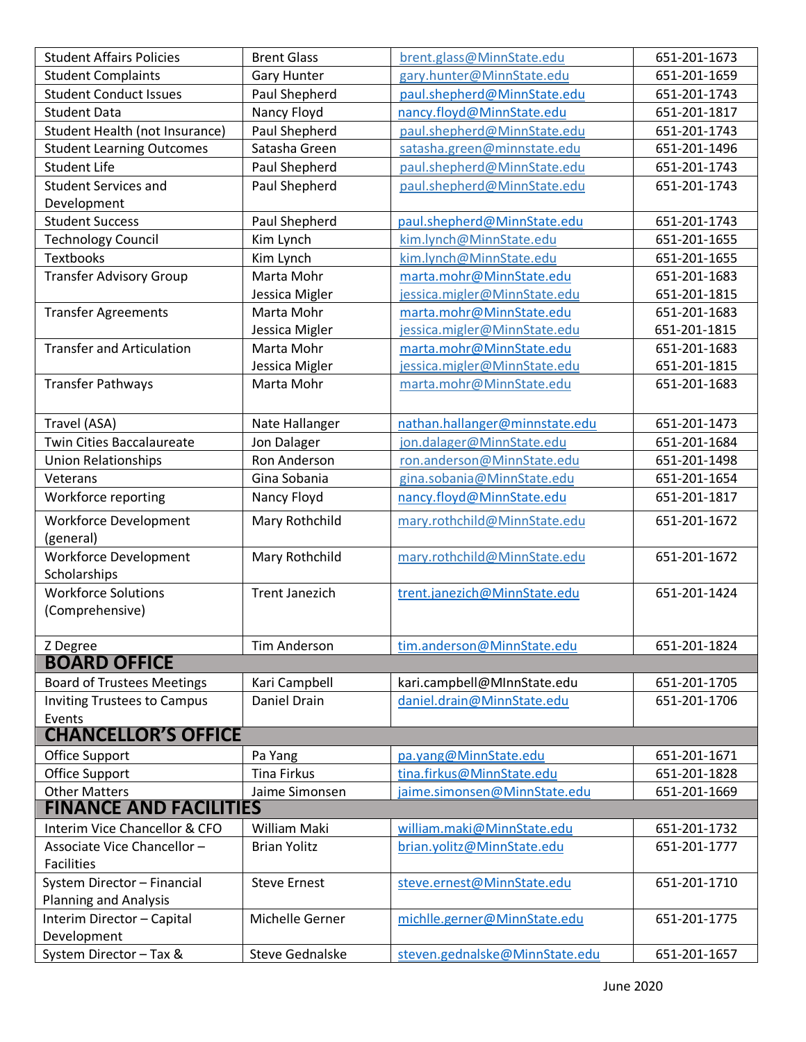| | | | |
|---|---|---|---|
| Student Affairs Policies | Brent Glass | brent.glass@MinnState.edu | 651-201-1673 |
| Student Complaints | Gary Hunter | gary.hunter@MinnState.edu | 651-201-1659 |
| Student Conduct Issues | Paul Shepherd | paul.shepherd@MinnState.edu | 651-201-1743 |
| Student Data | Nancy Floyd | nancy.floyd@MinnState.edu | 651-201-1817 |
| Student Health (not Insurance) | Paul Shepherd | paul.shepherd@MinnState.edu | 651-201-1743 |
| Student Learning Outcomes | Satasha Green | satasha.green@minnstate.edu | 651-201-1496 |
| Student Life | Paul Shepherd | paul.shepherd@MinnState.edu | 651-201-1743 |
| Student Services and Development | Paul Shepherd | paul.shepherd@MinnState.edu | 651-201-1743 |
| Student Success | Paul Shepherd | paul.shepherd@MinnState.edu | 651-201-1743 |
| Technology Council | Kim Lynch | kim.lynch@MinnState.edu | 651-201-1655 |
| Textbooks | Kim Lynch | kim.lynch@MinnState.edu | 651-201-1655 |
| Transfer Advisory Group | Marta Mohr<br>Jessica Migler | marta.mohr@MinnState.edu<br>jessica.migler@MinnState.edu | 651-201-1683<br>651-201-1815 |
| Transfer Agreements | Marta Mohr<br>Jessica Migler | marta.mohr@MinnState.edu<br>jessica.migler@MinnState.edu | 651-201-1683<br>651-201-1815 |
| Transfer and Articulation | Marta Mohr<br>Jessica Migler | marta.mohr@MinnState.edu<br>jessica.migler@MinnState.edu | 651-201-1683<br>651-201-1815 |
| Transfer Pathways | Marta Mohr | marta.mohr@MinnState.edu | 651-201-1683 |
| Travel (ASA) | Nate Hallanger | nathan.hallanger@minnstate.edu | 651-201-1473 |
| Twin Cities Baccalaureate | Jon Dalager | jon.dalager@MinnState.edu | 651-201-1684 |
| Union Relationships | Ron Anderson | ron.anderson@MinnState.edu | 651-201-1498 |
| Veterans | Gina Sobania | gina.sobania@MinnState.edu | 651-201-1654 |
| Workforce reporting | Nancy Floyd | nancy.floyd@MinnState.edu | 651-201-1817 |
| Workforce Development (general) | Mary Rothchild | mary.rothchild@MinnState.edu | 651-201-1672 |
| Workforce Development Scholarships | Mary Rothchild | mary.rothchild@MinnState.edu | 651-201-1672 |
| Workforce Solutions (Comprehensive) | Trent Janezich | trent.janezich@MinnState.edu | 651-201-1424 |
| Z Degree | Tim Anderson | tim.anderson@MinnState.edu | 651-201-1824 |
| **BOARD OFFICE** | | | |
| Board of Trustees Meetings | Kari Campbell | kari.campbell@MInnState.edu | 651-201-1705 |
| Inviting Trustees to Campus Events | Daniel Drain | daniel.drain@MinnState.edu | 651-201-1706 |
| **CHANCELLOR'S OFFICE** | | | |
| Office Support | Pa Yang | pa.yang@MinnState.edu | 651-201-1671 |
| Office Support | Tina Firkus | tina.firkus@MinnState.edu | 651-201-1828 |
| Other Matters | Jaime Simonsen | jaime.simonsen@MinnState.edu | 651-201-1669 |
| **FINANCE AND FACILITIES** | | | |
| Interim Vice Chancellor & CFO | William Maki | william.maki@MinnState.edu | 651-201-1732 |
| Associate Vice Chancellor – Facilities | Brian Yolitz | brian.yolitz@MinnState.edu | 651-201-1777 |
| System Director – Financial Planning and Analysis | Steve Ernest | steve.ernest@MinnState.edu | 651-201-1710 |
| Interim Director – Capital Development | Michelle Gerner | michlle.gerner@MinnState.edu | 651-201-1775 |
| System Director – Tax & | Steve Gednalske | steven.gednalske@MinnState.edu | 651-201-1657 |

June 2020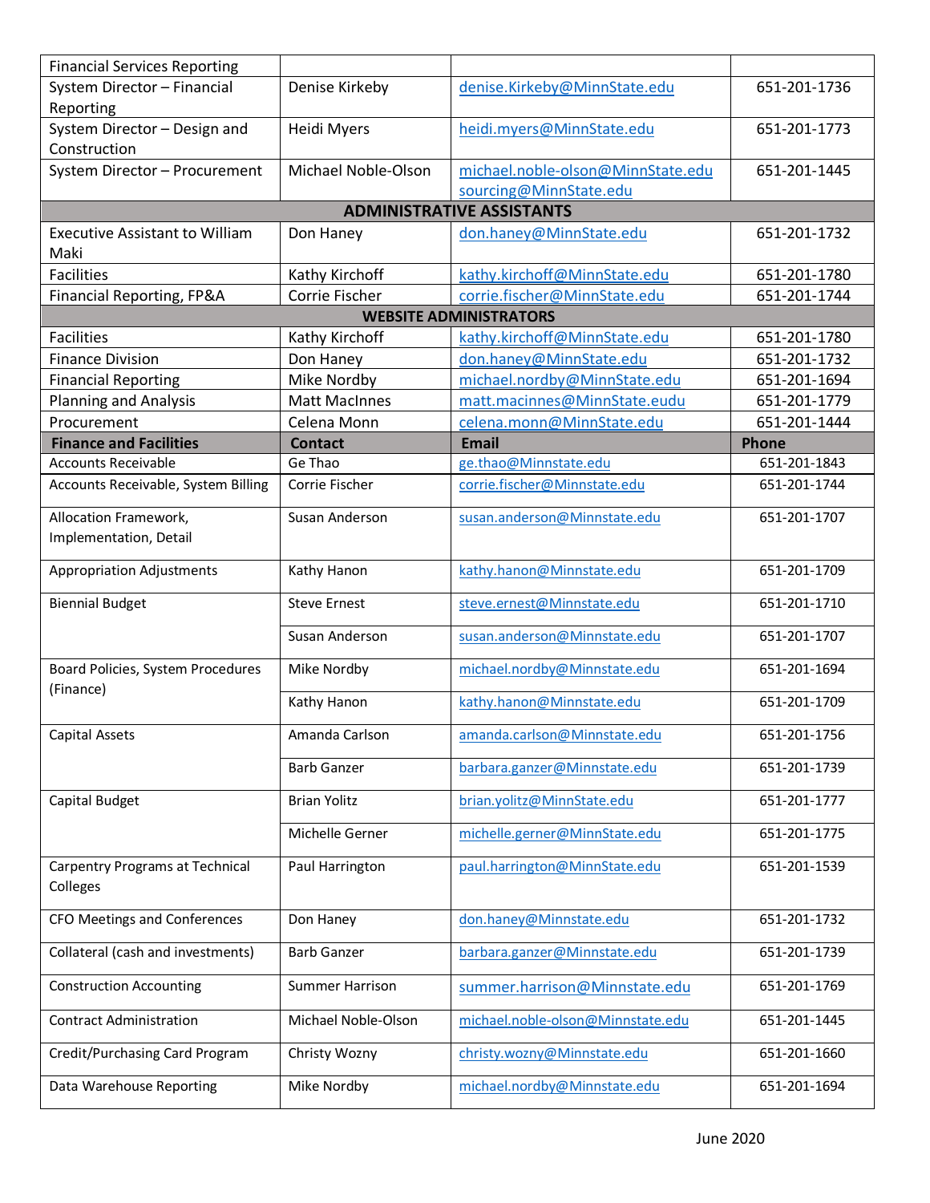| Financial Services Reporting | | | |
|---|---|---|---|
| System Director – Financial Reporting | Denise Kirkeby | denise.Kirkeby@MinnState.edu | 651-201-1736 |
| System Director – Design and Construction | Heidi Myers | heidi.myers@MinnState.edu | 651-201-1773 |
| System Director – Procurement | Michael Noble-Olson | michael.noble-olson@MinnState.edu sourcing@MinnState.edu | 651-201-1445 |
| **ADMINISTRATIVE ASSISTANTS** | | | |
| Executive Assistant to William Maki | Don Haney | don.haney@MinnState.edu | 651-201-1732 |
| Facilities | Kathy Kirchoff | kathy.kirchoff@MinnState.edu | 651-201-1780 |
| Financial Reporting, FP&A | Corrie Fischer | corrie.fischer@MinnState.edu | 651-201-1744 |
| **WEBSITE ADMINISTRATORS** | | | |
| Facilities | Kathy Kirchoff | kathy.kirchoff@MinnState.edu | 651-201-1780 |
| Finance Division | Don Haney | don.haney@MinnState.edu | 651-201-1732 |
| Financial Reporting | Mike Nordby | michael.nordby@MinnState.edu | 651-201-1694 |
| Planning and Analysis | Matt MacInnes | matt.macinnes@MinnState.eudu | 651-201-1779 |
| Procurement | Celena Monn | celena.monn@MinnState.edu | 651-201-1444 |

| Finance and Facilities | Contact | Email | Phone |
|---|---|---|---|
| Accounts Receivable | Ge Thao | ge.thao@Minnstate.edu | 651-201-1843 |
| Accounts Receivable, System Billing | Corrie Fischer | corrie.fischer@Minnstate.edu | 651-201-1744 |
| Allocation Framework, Implementation, Detail | Susan Anderson | susan.anderson@Minnstate.edu | 651-201-1707 |
| Appropriation Adjustments | Kathy Hanon | kathy.hanon@Minnstate.edu | 651-201-1709 |
| Biennial Budget | Steve Ernest | steve.ernest@Minnstate.edu | 651-201-1710 |
| | Susan Anderson | susan.anderson@Minnstate.edu | 651-201-1707 |
| Board Policies, System Procedures (Finance) | Mike Nordby | michael.nordby@Minnstate.edu | 651-201-1694 |
| | Kathy Hanon | kathy.hanon@Minnstate.edu | 651-201-1709 |
| Capital Assets | Amanda Carlson | amanda.carlson@Minnstate.edu | 651-201-1756 |
| | Barb Ganzer | barbara.ganzer@Minnstate.edu | 651-201-1739 |
| Capital Budget | Brian Yolitz | brian.yolitz@MinnState.edu | 651-201-1777 |
| | Michelle Gerner | michelle.gerner@MinnState.edu | 651-201-1775 |
| Carpentry Programs at Technical Colleges | Paul Harrington | paul.harrington@MinnState.edu | 651-201-1539 |
| CFO Meetings and Conferences | Don Haney | don.haney@Minnstate.edu | 651-201-1732 |
| Collateral (cash and investments) | Barb Ganzer | barbara.ganzer@Minnstate.edu | 651-201-1739 |
| Construction Accounting | Summer Harrison | summer.harrison@Minnstate.edu | 651-201-1769 |
| Contract Administration | Michael Noble-Olson | michael.noble-olson@Minnstate.edu | 651-201-1445 |
| Credit/Purchasing Card Program | Christy Wozny | christy.wozny@Minnstate.edu | 651-201-1660 |
| Data Warehouse Reporting | Mike Nordby | michael.nordby@Minnstate.edu | 651-201-1694 |

June 2020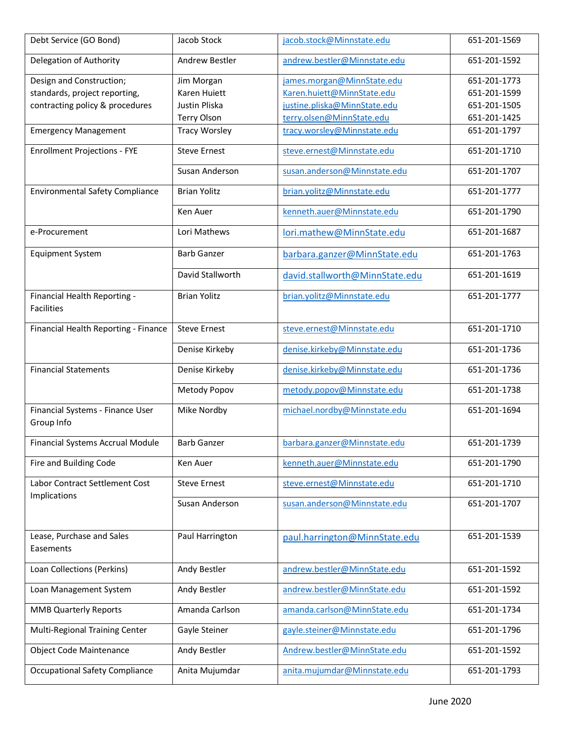| Debt Service (GO Bond) | Jacob Stock | jacob.stock@Minnstate.edu | 651-201-1569 |
|---|---|---|---|
| Delegation of Authority | Andrew Bestler | andrew.bestler@Minnstate.edu | 651-201-1592 |
| Design and Construction; standards, project reporting, contracting policy & procedures | Jim Morgan<br>Karen Huiett<br>Justin Pliska<br>Terry Olson | james.morgan@MinnState.edu<br>Karen.huiett@MinnState.edu<br>justine.pliska@MinnState.edu<br>terry.olsen@MinnState.edu | 651-201-1773<br>651-201-1599<br>651-201-1505<br>651-201-1425 |
| Emergency Management | Tracy Worsley | tracy.worsley@Minnstate.edu | 651-201-1797 |
| Enrollment Projections - FYE | Steve Ernest | steve.ernest@Minnstate.edu | 651-201-1710 |
| | Susan Anderson | susan.anderson@Minnstate.edu | 651-201-1707 |
| Environmental Safety Compliance | Brian Yolitz | brian.yolitz@Minnstate.edu | 651-201-1777 |
| | Ken Auer | kenneth.auer@Minnstate.edu | 651-201-1790 |
| e-Procurement | Lori Mathews | lori.mathew@MinnState.edu | 651-201-1687 |
| Equipment System | Barb Ganzer | barbara.ganzer@MinnState.edu | 651-201-1763 |
| | David Stallworth | david.stallworth@MinnState.edu | 651-201-1619 |
| Financial Health Reporting - Facilities | Brian Yolitz | brian.yolitz@Minnstate.edu | 651-201-1777 |
| Financial Health Reporting - Finance | Steve Ernest | steve.ernest@Minnstate.edu | 651-201-1710 |
| | Denise Kirkeby | denise.kirkeby@Minnstate.edu | 651-201-1736 |
| Financial Statements | Denise Kirkeby | denise.kirkeby@Minnstate.edu | 651-201-1736 |
| | Metody Popov | metody.popov@Minnstate.edu | 651-201-1738 |
| Financial Systems - Finance User Group Info | Mike Nordby | michael.nordby@Minnstate.edu | 651-201-1694 |
| Financial Systems Accrual Module | Barb Ganzer | barbara.ganzer@Minnstate.edu | 651-201-1739 |
| Fire and Building Code | Ken Auer | kenneth.auer@Minnstate.edu | 651-201-1790 |
| Labor Contract Settlement Cost Implications | Steve Ernest | steve.ernest@Minnstate.edu | 651-201-1710 |
| | Susan Anderson | susan.anderson@Minnstate.edu | 651-201-1707 |
| Lease, Purchase and Sales Easements | Paul Harrington | paul.harrington@MinnState.edu | 651-201-1539 |
| Loan Collections (Perkins) | Andy Bestler | andrew.bestler@MinnState.edu | 651-201-1592 |
| Loan Management System | Andy Bestler | andrew.bestler@MinnState.edu | 651-201-1592 |
| MMB Quarterly Reports | Amanda Carlson | amanda.carlson@MinnState.edu | 651-201-1734 |
| Multi-Regional Training Center | Gayle Steiner | gayle.steiner@Minnstate.edu | 651-201-1796 |
| Object Code Maintenance | Andy Bestler | Andrew.bestler@MinnState.edu | 651-201-1592 |
| Occupational Safety Compliance | Anita Mujumdar | anita.mujumdar@Minnstate.edu | 651-201-1793 |

June 2020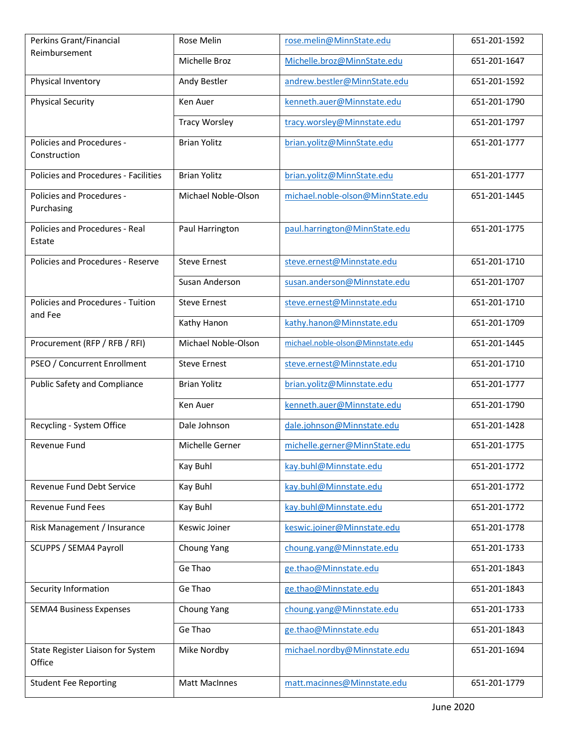| | | | |
|---|---|---|---|
| Perkins Grant/Financial Reimbursement | Rose Melin | rose.melin@MinnState.edu | 651-201-1592 |
| | Michelle Broz | Michelle.broz@MinnState.edu | 651-201-1647 |
| Physical Inventory | Andy Bestler | andrew.bestler@MinnState.edu | 651-201-1592 |
| Physical Security | Ken Auer | kenneth.auer@Minnstate.edu | 651-201-1790 |
| | Tracy Worsley | tracy.worsley@Minnstate.edu | 651-201-1797 |
| Policies and Procedures - Construction | Brian Yolitz | brian.yolitz@MinnState.edu | 651-201-1777 |
| Policies and Procedures - Facilities | Brian Yolitz | brian.yolitz@MinnState.edu | 651-201-1777 |
| Policies and Procedures - Purchasing | Michael Noble-Olson | michael.noble-olson@MinnState.edu | 651-201-1445 |
| Policies and Procedures - Real Estate | Paul Harrington | paul.harrington@MinnState.edu | 651-201-1775 |
| Policies and Procedures - Reserve | Steve Ernest | steve.ernest@Minnstate.edu | 651-201-1710 |
| | Susan Anderson | susan.anderson@Minnstate.edu | 651-201-1707 |
| Policies and Procedures - Tuition and Fee | Steve Ernest | steve.ernest@Minnstate.edu | 651-201-1710 |
| | Kathy Hanon | kathy.hanon@Minnstate.edu | 651-201-1709 |
| Procurement (RFP / RFB / RFI) | Michael Noble-Olson | michael.noble-olson@Minnstate.edu | 651-201-1445 |
| PSEO / Concurrent Enrollment | Steve Ernest | steve.ernest@Minnstate.edu | 651-201-1710 |
| Public Safety and Compliance | Brian Yolitz | brian.yolitz@Minnstate.edu | 651-201-1777 |
| | Ken Auer | kenneth.auer@Minnstate.edu | 651-201-1790 |
| Recycling - System Office | Dale Johnson | dale.johnson@Minnstate.edu | 651-201-1428 |
| Revenue Fund | Michelle Gerner | michelle.gerner@MinnState.edu | 651-201-1775 |
| | Kay Buhl | kay.buhl@Minnstate.edu | 651-201-1772 |
| Revenue Fund Debt Service | Kay Buhl | kay.buhl@Minnstate.edu | 651-201-1772 |
| Revenue Fund Fees | Kay Buhl | kay.buhl@Minnstate.edu | 651-201-1772 |
| Risk Management / Insurance | Keswic Joiner | keswic.joiner@Minnstate.edu | 651-201-1778 |
| SCUPPS / SEMA4 Payroll | Choung Yang | choung.yang@Minnstate.edu | 651-201-1733 |
| | Ge Thao | ge.thao@Minnstate.edu | 651-201-1843 |
| Security Information | Ge Thao | ge.thao@Minnstate.edu | 651-201-1843 |
| SEMA4 Business Expenses | Choung Yang | choung.yang@Minnstate.edu | 651-201-1733 |
| | Ge Thao | ge.thao@Minnstate.edu | 651-201-1843 |
| State Register Liaison for System Office | Mike Nordby | michael.nordby@Minnstate.edu | 651-201-1694 |
| Student Fee Reporting | Matt MacInnes | matt.macinnes@Minnstate.edu | 651-201-1779 |

June 2020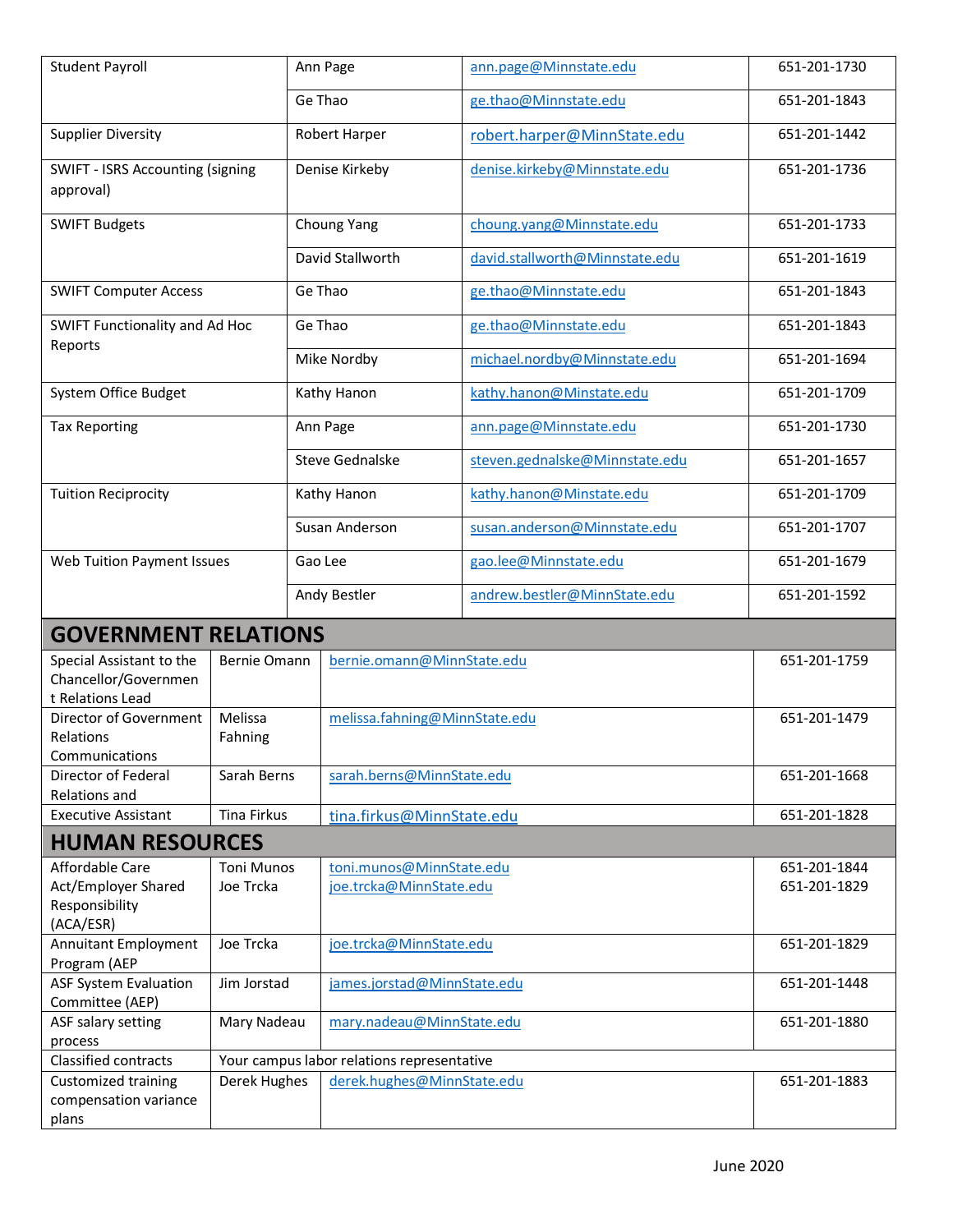| | | | |
|---|---|---|---|
| Student Payroll | Ann Page | ann.page@Minnstate.edu | 651-201-1730 |
| | Ge Thao | ge.thao@Minnstate.edu | 651-201-1843 |
| Supplier Diversity | Robert Harper | robert.harper@MinnState.edu | 651-201-1442 |
| SWIFT - ISRS Accounting (signing approval) | Denise Kirkeby | denise.kirkeby@Minnstate.edu | 651-201-1736 |
| SWIFT Budgets | Choung Yang | choung.yang@Minnstate.edu | 651-201-1733 |
| | David Stallworth | david.stallworth@Minnstate.edu | 651-201-1619 |
| SWIFT Computer Access | Ge Thao | ge.thao@Minnstate.edu | 651-201-1843 |
| SWIFT Functionality and Ad Hoc Reports | Ge Thao | ge.thao@Minnstate.edu | 651-201-1843 |
| | Mike Nordby | michael.nordby@Minnstate.edu | 651-201-1694 |
| System Office Budget | Kathy Hanon | kathy.hanon@Minstate.edu | 651-201-1709 |
| Tax Reporting | Ann Page | ann.page@Minnstate.edu | 651-201-1730 |
| | Steve Gednalske | steven.gednalske@Minnstate.edu | 651-201-1657 |
| Tuition Reciprocity | Kathy Hanon | kathy.hanon@Minstate.edu | 651-201-1709 |
| | Susan Anderson | susan.anderson@Minnstate.edu | 651-201-1707 |
| Web Tuition Payment Issues | Gao Lee | gao.lee@Minnstate.edu | 651-201-1679 |
| | Andy Bestler | andrew.bestler@MinnState.edu | 651-201-1592 |

## GOVERNMENT RELATIONS

| | | | |
|---|---|---|---|
| Special Assistant to the Chancellor/Government Relations Lead | Bernie Omann | bernie.omann@MinnState.edu | 651-201-1759 |
| Director of Government Relations Communications | Melissa Fahning | melissa.fahning@MinnState.edu | 651-201-1479 |
| Director of Federal Relations and | Sarah Berns | sarah.berns@MinnState.edu | 651-201-1668 |
| Executive Assistant | Tina Firkus | tina.firkus@MinnState.edu | 651-201-1828 |

## HUMAN RESOURCES

| | | | |
|---|---|---|---|
| Affordable Care Act/Employer Shared Responsibility (ACA/ESR) | Toni Munos<br>Joe Trcka | toni.munos@MinnState.edu<br>joe.trcka@MinnState.edu | 651-201-1844<br>651-201-1829 |
| Annuitant Employment Program (AEP | Joe Trcka | joe.trcka@MinnState.edu | 651-201-1829 |
| ASF System Evaluation Committee (AEP) | Jim Jorstad | james.jorstad@MinnState.edu | 651-201-1448 |
| ASF salary setting process | Mary Nadeau | mary.nadeau@MinnState.edu | 651-201-1880 |
| Classified contracts | Your campus labor relations representative | | |
| Customized training compensation variance plans | Derek Hughes | derek.hughes@MinnState.edu | 651-201-1883 |

June 2020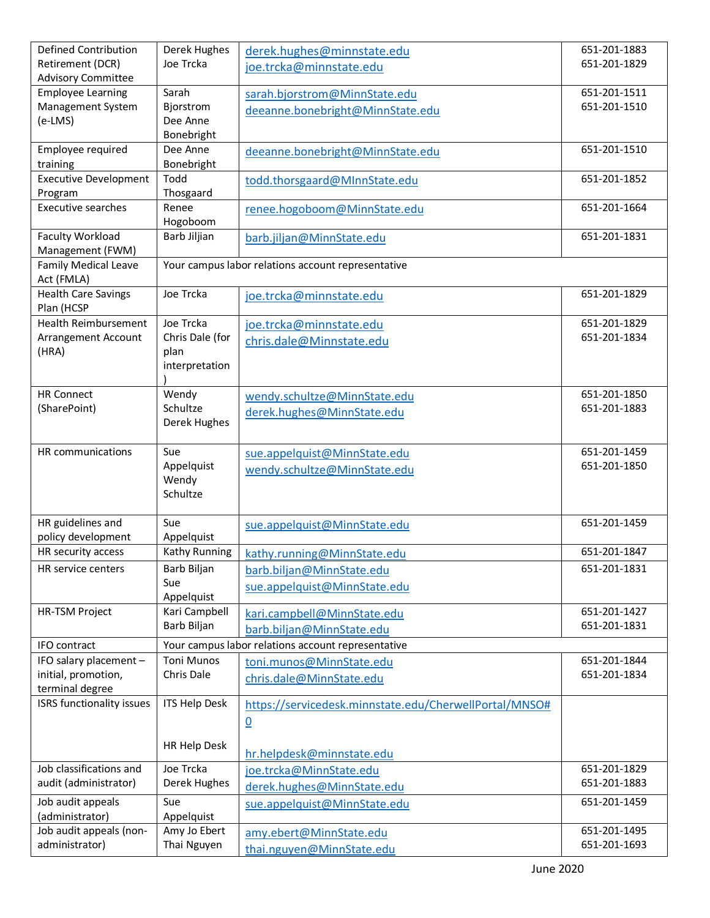| | | | |
|---|---|---|---|
| Defined Contribution Retirement (DCR) Advisory Committee | Derek Hughes<br>Joe Trcka | derek.hughes@minnstate.edu<br>joe.trcka@minnstate.edu | 651-201-1883<br>651-201-1829 |
| Employee Learning Management System (e-LMS) | Sarah Bjorstrom<br>Dee Anne Bonebright | sarah.bjorstrom@MinnState.edu<br>deeanne.bonebright@MinnState.edu | 651-201-1511<br>651-201-1510 |
| Employee required training | Dee Anne Bonebright | deeanne.bonebright@MinnState.edu | 651-201-1510 |
| Executive Development Program | Todd Thosgaard | todd.thorsgaard@MInnState.edu | 651-201-1852 |
| Executive searches | Renee Hogoboom | renee.hogoboom@MinnState.edu | 651-201-1664 |
| Faculty Workload Management (FWM) | Barb Jiljian | barb.jiljan@MinnState.edu | 651-201-1831 |
| Family Medical Leave Act (FMLA) | Your campus labor relations account representative | | |
| Health Care Savings Plan (HCSP | Joe Trcka | joe.trcka@minnstate.edu | 651-201-1829 |
| Health Reimbursement Arrangement Account (HRA) | Joe Trcka<br>Chris Dale (for plan interpretation) | joe.trcka@minnstate.edu<br>chris.dale@Minnstate.edu | 651-201-1829<br>651-201-1834 |
| HR Connect (SharePoint) | Wendy Schultze<br>Derek Hughes | wendy.schultze@MinnState.edu<br>derek.hughes@MinnState.edu | 651-201-1850<br>651-201-1883 |
| HR communications | Sue Appelquist<br>Wendy Schultze | sue.appelquist@MinnState.edu<br>wendy.schultze@MinnState.edu | 651-201-1459<br>651-201-1850 |
| HR guidelines and policy development | Sue Appelquist | sue.appelquist@MinnState.edu | 651-201-1459 |
| HR security access | Kathy Running | kathy.running@MinnState.edu | 651-201-1847 |
| HR service centers | Barb Biljan<br>Sue Appelquist | barb.biljan@MinnState.edu<br>sue.appelquist@MinnState.edu | 651-201-1831 |
| HR-TSM Project | Kari Campbell<br>Barb Biljan | kari.campbell@MinnState.edu<br>barb.biljan@MinnState.edu | 651-201-1427<br>651-201-1831 |
| IFO contract | Your campus labor relations account representative | | |
| IFO salary placement – initial, promotion, terminal degree | Toni Munos<br>Chris Dale | toni.munos@MinnState.edu<br>chris.dale@MinnState.edu | 651-201-1844<br>651-201-1834 |
| ISRS functionality issues | ITS Help Desk<br><br>HR Help Desk | https://servicedesk.minnstate.edu/CherwellPortal/MNSO#0<br><br>hr.helpdesk@minnstate.edu | |
| Job classifications and audit (administrator) | Joe Trcka<br>Derek Hughes | joe.trcka@MinnState.edu<br>derek.hughes@MinnState.edu | 651-201-1829<br>651-201-1883 |
| Job audit appeals (administrator) | Sue Appelquist | sue.appelquist@MinnState.edu | 651-201-1459 |
| Job audit appeals (non-administrator) | Amy Jo Ebert<br>Thai Nguyen | amy.ebert@MinnState.edu<br>thai.nguyen@MinnState.edu | 651-201-1495<br>651-201-1693 |

June 2020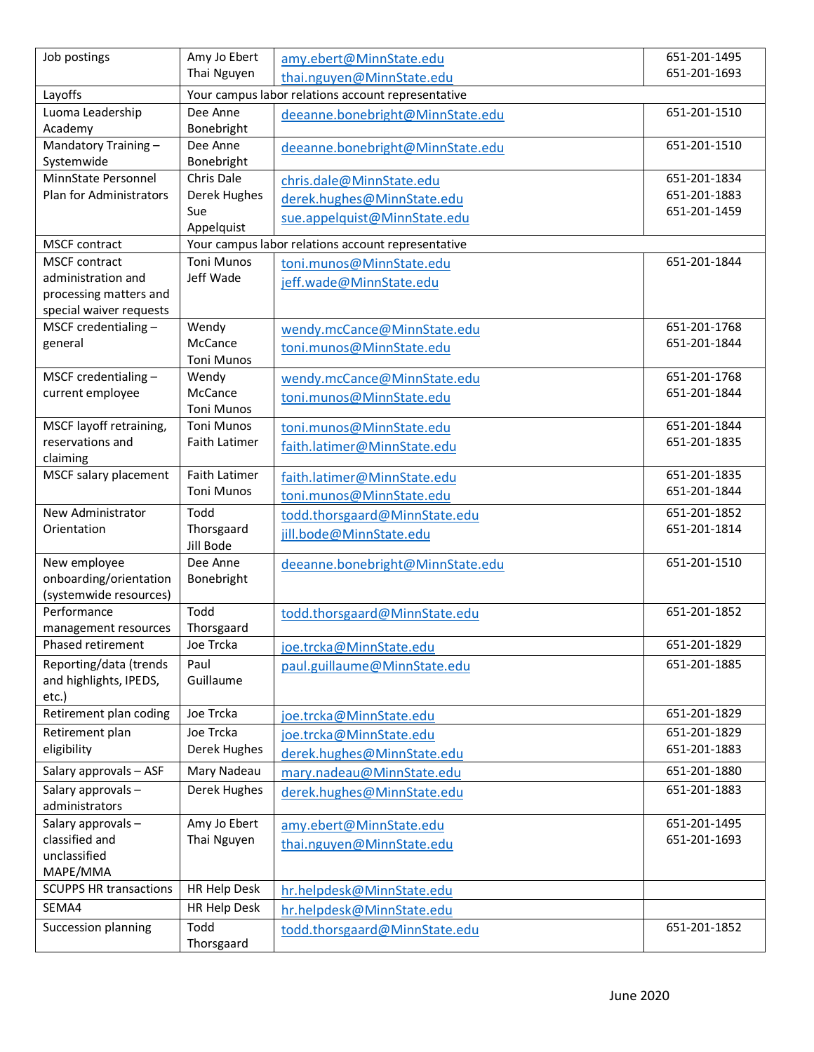| | | | |
|---|---|---|---|
| Job postings | Amy Jo Ebert<br>Thai Nguyen | amy.ebert@MinnState.edu<br>thai.nguyen@MinnState.edu | 651-201-1495<br>651-201-1693 |
| Layoffs | Your campus labor relations account representative | | |
| Luoma Leadership Academy | Dee Anne Bonebright | deeanne.bonebright@MinnState.edu | 651-201-1510 |
| Mandatory Training – Systemwide | Dee Anne Bonebright | deeanne.bonebright@MinnState.edu | 651-201-1510 |
| MinnState Personnel Plan for Administrators | Chris Dale<br>Derek Hughes<br>Sue Appelquist | chris.dale@MinnState.edu<br>derek.hughes@MinnState.edu<br>sue.appelquist@MinnState.edu | 651-201-1834<br>651-201-1883<br>651-201-1459 |
| MSCF contract | Your campus labor relations account representative | | |
| MSCF contract administration and processing matters and special waiver requests | Toni Munos<br>Jeff Wade | toni.munos@MinnState.edu<br>jeff.wade@MinnState.edu | 651-201-1844 |
| MSCF credentialing – general | Wendy McCance<br>Toni Munos | wendy.mcCance@MinnState.edu<br>toni.munos@MinnState.edu | 651-201-1768<br>651-201-1844 |
| MSCF credentialing – current employee | Wendy McCance<br>Toni Munos | wendy.mcCance@MinnState.edu<br>toni.munos@MinnState.edu | 651-201-1768<br>651-201-1844 |
| MSCF layoff retraining, reservations and claiming | Toni Munos<br>Faith Latimer | toni.munos@MinnState.edu<br>faith.latimer@MinnState.edu | 651-201-1844<br>651-201-1835 |
| MSCF salary placement | Faith Latimer<br>Toni Munos | faith.latimer@MinnState.edu<br>toni.munos@MinnState.edu | 651-201-1835<br>651-201-1844 |
| New Administrator Orientation | Todd Thorsgaard<br>Jill Bode | todd.thorsgaard@MinnState.edu<br>jill.bode@MinnState.edu | 651-201-1852<br>651-201-1814 |
| New employee onboarding/orientation (systemwide resources) | Dee Anne Bonebright | deeanne.bonebright@MinnState.edu | 651-201-1510 |
| Performance management resources | Todd Thorsgaard | todd.thorsgaard@MinnState.edu | 651-201-1852 |
| Phased retirement | Joe Trcka | joe.trcka@MinnState.edu | 651-201-1829 |
| Reporting/data (trends and highlights, IPEDS, etc.) | Paul Guillaume | paul.guillaume@MinnState.edu | 651-201-1885 |
| Retirement plan coding | Joe Trcka | joe.trcka@MinnState.edu | 651-201-1829 |
| Retirement plan eligibility | Joe Trcka<br>Derek Hughes | joe.trcka@MinnState.edu<br>derek.hughes@MinnState.edu | 651-201-1829<br>651-201-1883 |
| Salary approvals – ASF | Mary Nadeau | mary.nadeau@MinnState.edu | 651-201-1880 |
| Salary approvals – administrators | Derek Hughes | derek.hughes@MinnState.edu | 651-201-1883 |
| Salary approvals – classified and unclassified MAPE/MMA | Amy Jo Ebert<br>Thai Nguyen | amy.ebert@MinnState.edu<br>thai.nguyen@MinnState.edu | 651-201-1495<br>651-201-1693 |
| SCUPPS HR transactions | HR Help Desk | hr.helpdesk@MinnState.edu | |
| SEMA4 | HR Help Desk | hr.helpdesk@MinnState.edu | |
| Succession planning | Todd Thorsgaard | todd.thorsgaard@MinnState.edu | 651-201-1852 |

June 2020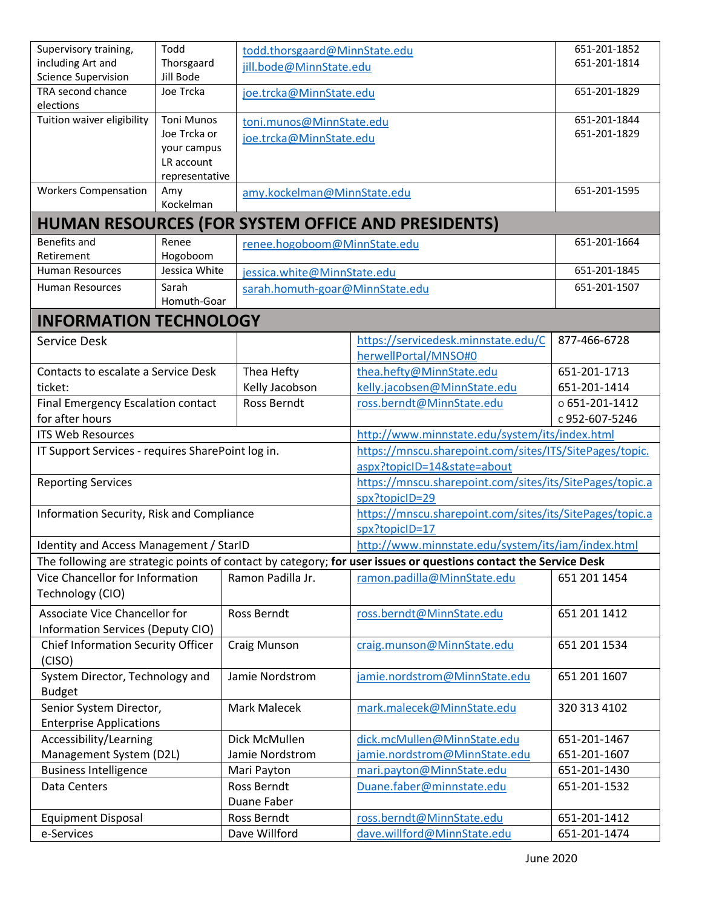| | | | |
|---|---|---|---|
| Supervisory training, including Art and Science Supervision | Todd Thorsgaard<br>Jill Bode | todd.thorsgaard@MinnState.edu<br>jill.bode@MinnState.edu | 651-201-1852<br>651-201-1814 |
| TRA second chance elections | Joe Trcka | joe.trcka@MinnState.edu | 651-201-1829 |
| Tuition waiver eligibility | Toni Munos<br>Joe Trcka or your campus LR account representative | toni.munos@MinnState.edu<br>joe.trcka@MinnState.edu | 651-201-1844<br>651-201-1829 |
| Workers Compensation | Amy Kockelman | amy.kockelman@MinnState.edu | 651-201-1595 |

## HUMAN RESOURCES (FOR SYSTEM OFFICE AND PRESIDENTS)

| | | | |
|---|---|---|---|
| Benefits and Retirement | Renee Hogoboom | renee.hogoboom@MinnState.edu | 651-201-1664 |
| Human Resources | Jessica White | jessica.white@MinnState.edu | 651-201-1845 |
| Human Resources | Sarah Homuth-Goar | sarah.homuth-goar@MinnState.edu | 651-201-1507 |

## INFORMATION TECHNOLOGY

| | | | |
|---|---|---|---|
| Service Desk | | https://servicedesk.minnstate.edu/CherwellPortal/MNSO#0 | 877-466-6728 |
| Contacts to escalate a Service Desk ticket: | Thea Hefty<br>Kelly Jacobson | thea.hefty@MinnState.edu<br>kelly.jacobsen@MinnState.edu | 651-201-1713<br>651-201-1414 |
| Final Emergency Escalation contact for after hours | Ross Berndt | ross.berndt@MinnState.edu | o 651-201-1412<br>c 952-607-5246 |
| ITS Web Resources | | http://www.minnstate.edu/system/its/index.html | |
| IT Support Services - requires SharePoint log in. | | https://mnscu.sharepoint.com/sites/ITS/SitePages/topic.aspx?topicID=14&state=about | |
| Reporting Services | | https://mnscu.sharepoint.com/sites/its/SitePages/topic.aspx?topicID=29 | |
| Information Security, Risk and Compliance | | https://mnscu.sharepoint.com/sites/its/SitePages/topic.aspx?topicID=17 | |
| Identity and Access Management / StarID | | http://www.minnstate.edu/system/its/iam/index.html | |

The following are strategic points of contact by category; **for user issues or questions contact the Service Desk**

| | | | |
|---|---|---|---|
| Vice Chancellor for Information Technology (CIO) | Ramon Padilla Jr. | ramon.padilla@MinnState.edu | 651 201 1454 |
| Associate Vice Chancellor for Information Services (Deputy CIO) | Ross Berndt | ross.berndt@MinnState.edu | 651 201 1412 |
| Chief Information Security Officer (CISO) | Craig Munson | craig.munson@MinnState.edu | 651 201 1534 |
| System Director, Technology and Budget | Jamie Nordstrom | jamie.nordstrom@MinnState.edu | 651 201 1607 |
| Senior System Director, Enterprise Applications | Mark Malecek | mark.malecek@MinnState.edu | 320 313 4102 |
| Accessibility/Learning Management System (D2L) | Dick McMullen<br>Jamie Nordstrom | dick.mcMullen@MinnState.edu<br>jamie.nordstrom@MinnState.edu | 651-201-1467<br>651-201-1607 |
| Business Intelligence | Mari Payton | mari.payton@MinnState.edu | 651-201-1430 |
| Data Centers | Ross Berndt<br>Duane Faber | Duane.faber@minnstate.edu | 651-201-1532 |
| Equipment Disposal | Ross Berndt | ross.berndt@MinnState.edu | 651-201-1412 |
| e-Services | Dave Willford | dave.willford@MinnState.edu | 651-201-1474 |

June 2020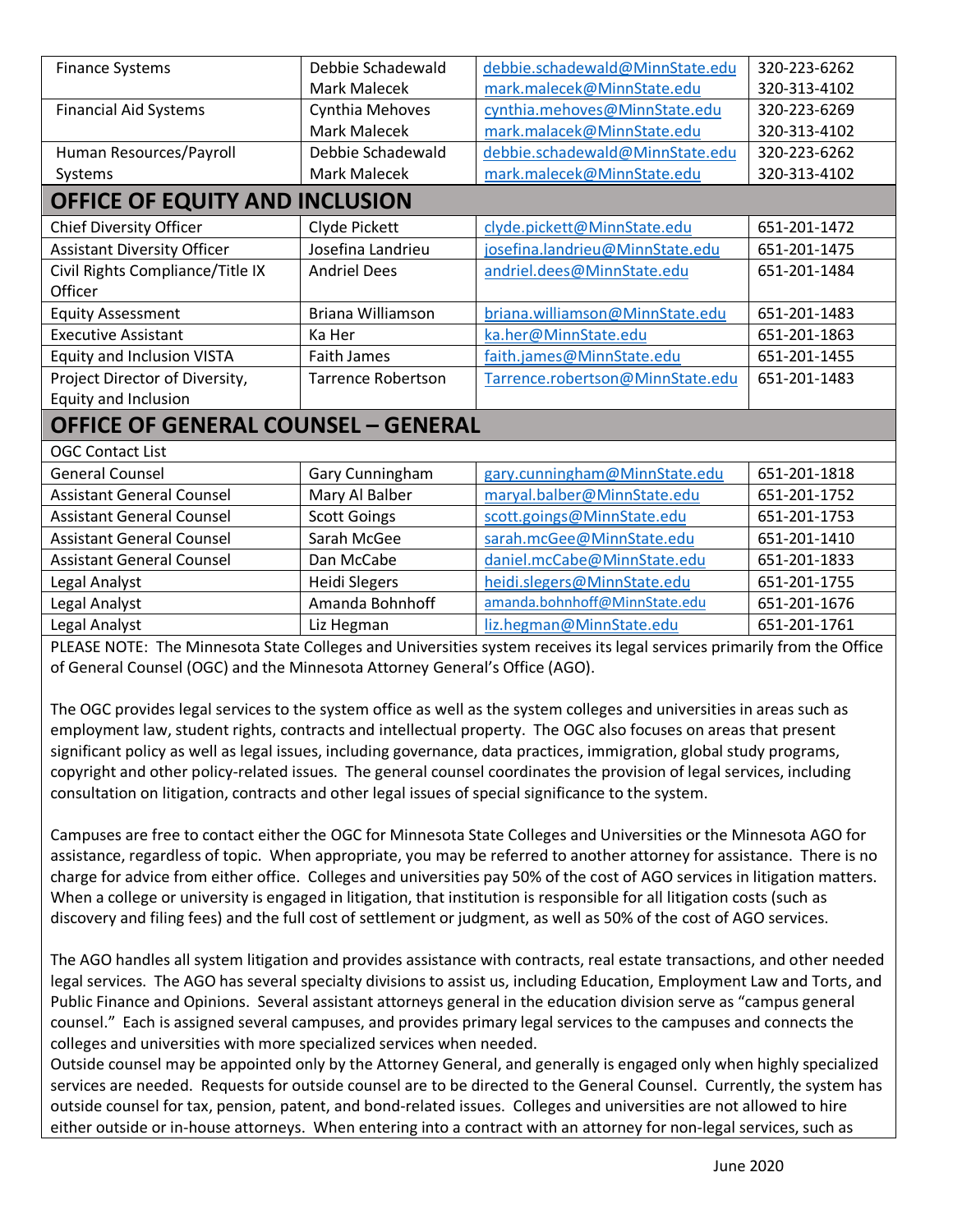| | | | |
|---|---|---|---|
| Finance Systems | Debbie Schadewald<br>Mark Malecek | debbie.schadewald@MinnState.edu<br>mark.malecek@MinnState.edu | 320-223-6262<br>320-313-4102 |
| Financial Aid Systems | Cynthia Mehoves<br>Mark Malecek | cynthia.mehoves@MinnState.edu<br>mark.malacek@MinnState.edu | 320-223-6269<br>320-313-4102 |
| Human Resources/Payroll Systems | Debbie Schadewald<br>Mark Malecek | debbie.schadewald@MinnState.edu<br>mark.malecek@MinnState.edu | 320-223-6262<br>320-313-4102 |

## OFFICE OF EQUITY AND INCLUSION

| | | | |
|---|---|---|---|
| Chief Diversity Officer | Clyde Pickett | clyde.pickett@MinnState.edu | 651-201-1472 |
| Assistant Diversity Officer | Josefina Landrieu | josefina.landrieu@MinnState.edu | 651-201-1475 |
| Civil Rights Compliance/Title IX Officer | Andriel Dees | andriel.dees@MinnState.edu | 651-201-1484 |
| Equity Assessment | Briana Williamson | briana.williamson@MinnState.edu | 651-201-1483 |
| Executive Assistant | Ka Her | ka.her@MinnState.edu | 651-201-1863 |
| Equity and Inclusion VISTA | Faith James | faith.james@MinnState.edu | 651-201-1455 |
| Project Director of Diversity, Equity and Inclusion | Tarrence Robertson | Tarrence.robertson@MinnState.edu | 651-201-1483 |

## OFFICE OF GENERAL COUNSEL – GENERAL

| | | | |
|---|---|---|---|
| OGC Contact List | | | |
| General Counsel | Gary Cunningham | gary.cunningham@MinnState.edu | 651-201-1818 |
| Assistant General Counsel | Mary Al Balber | maryal.balber@MinnState.edu | 651-201-1752 |
| Assistant General Counsel | Scott Goings | scott.goings@MinnState.edu | 651-201-1753 |
| Assistant General Counsel | Sarah McGee | sarah.mcGee@MinnState.edu | 651-201-1410 |
| Assistant General Counsel | Dan McCabe | daniel.mcCabe@MinnState.edu | 651-201-1833 |
| Legal Analyst | Heidi Slegers | heidi.slegers@MinnState.edu | 651-201-1755 |
| Legal Analyst | Amanda Bohnhoff | amanda.bohnhoff@MinnState.edu | 651-201-1676 |
| Legal Analyst | Liz Hegman | liz.hegman@MinnState.edu | 651-201-1761 |

PLEASE NOTE: The Minnesota State Colleges and Universities system receives its legal services primarily from the Office of General Counsel (OGC) and the Minnesota Attorney General's Office (AGO).

The OGC provides legal services to the system office as well as the system colleges and universities in areas such as employment law, student rights, contracts and intellectual property. The OGC also focuses on areas that present significant policy as well as legal issues, including governance, data practices, immigration, global study programs, copyright and other policy-related issues. The general counsel coordinates the provision of legal services, including consultation on litigation, contracts and other legal issues of special significance to the system.

Campuses are free to contact either the OGC for Minnesota State Colleges and Universities or the Minnesota AGO for assistance, regardless of topic. When appropriate, you may be referred to another attorney for assistance. There is no charge for advice from either office. Colleges and universities pay 50% of the cost of AGO services in litigation matters. When a college or university is engaged in litigation, that institution is responsible for all litigation costs (such as discovery and filing fees) and the full cost of settlement or judgment, as well as 50% of the cost of AGO services.

The AGO handles all system litigation and provides assistance with contracts, real estate transactions, and other needed legal services. The AGO has several specialty divisions to assist us, including Education, Employment Law and Torts, and Public Finance and Opinions. Several assistant attorneys general in the education division serve as "campus general counsel." Each is assigned several campuses, and provides primary legal services to the campuses and connects the colleges and universities with more specialized services when needed.

Outside counsel may be appointed only by the Attorney General, and generally is engaged only when highly specialized services are needed. Requests for outside counsel are to be directed to the General Counsel. Currently, the system has outside counsel for tax, pension, patent, and bond-related issues. Colleges and universities are not allowed to hire either outside or in-house attorneys. When entering into a contract with an attorney for non-legal services, such as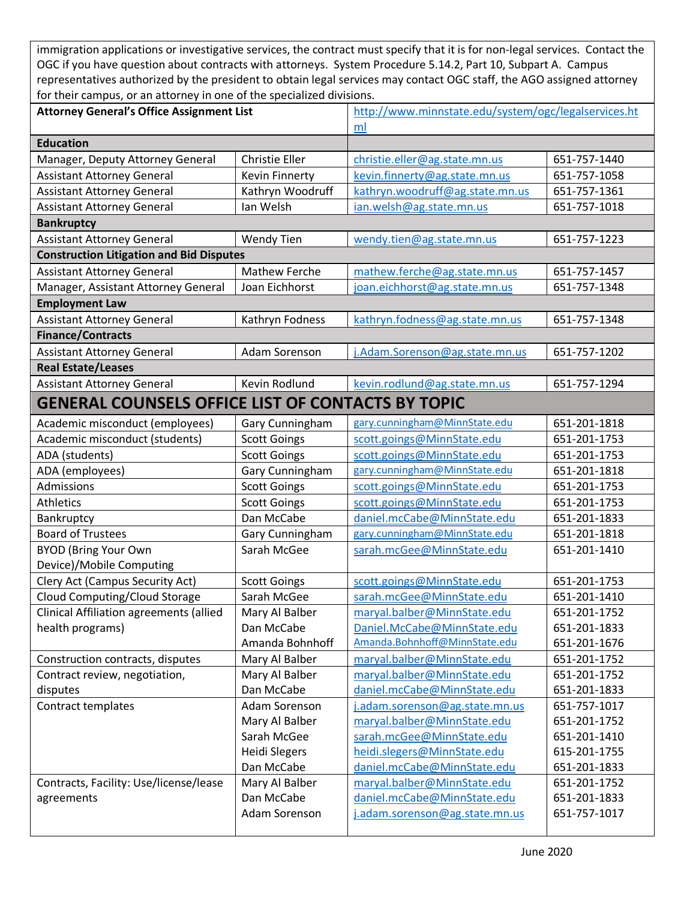immigration applications or investigative services, the contract must specify that it is for non-legal services. Contact the OGC if you have question about contracts with attorneys. System Procedure 5.14.2, Part 10, Subpart A. Campus representatives authorized by the president to obtain legal services may contact OGC staff, the AGO assigned attorney for their campus, or an attorney in one of the specialized divisions.

| **Attorney General's Office Assignment List** | | http://www.minnstate.edu/system/ogc/legalservices.html | |
|---|---|---|---|
| **Education** | | | |
| Manager, Deputy Attorney General | Christie Eller | christie.eller@ag.state.mn.us | 651-757-1440 |
| Assistant Attorney General | Kevin Finnerty | kevin.finnerty@ag.state.mn.us | 651-757-1058 |
| Assistant Attorney General | Kathryn Woodruff | kathryn.woodruff@ag.state.mn.us | 651-757-1361 |
| Assistant Attorney General | Ian Welsh | ian.welsh@ag.state.mn.us | 651-757-1018 |
| **Bankruptcy** | | | |
| Assistant Attorney General | Wendy Tien | wendy.tien@ag.state.mn.us | 651-757-1223 |
| **Construction Litigation and Bid Disputes** | | | |
| Assistant Attorney General | Mathew Ferche | mathew.ferche@ag.state.mn.us | 651-757-1457 |
| Manager, Assistant Attorney General | Joan Eichhorst | joan.eichhorst@ag.state.mn.us | 651-757-1348 |
| **Employment Law** | | | |
| Assistant Attorney General | Kathryn Fodness | kathryn.fodness@ag.state.mn.us | 651-757-1348 |
| **Finance/Contracts** | | | |
| Assistant Attorney General | Adam Sorenson | j.Adam.Sorenson@ag.state.mn.us | 651-757-1202 |
| **Real Estate/Leases** | | | |
| Assistant Attorney General | Kevin Rodlund | kevin.rodlund@ag.state.mn.us | 651-757-1294 |

## GENERAL COUNSELS OFFICE LIST OF CONTACTS BY TOPIC

| Topic | Contact | Email | Phone |
|---|---|---|---|
| Academic misconduct (employees) | Gary Cunningham | gary.cunningham@MinnState.edu | 651-201-1818 |
| Academic misconduct (students) | Scott Goings | scott.goings@MinnState.edu | 651-201-1753 |
| ADA (students) | Scott Goings | scott.goings@MinnState.edu | 651-201-1753 |
| ADA (employees) | Gary Cunningham | gary.cunningham@MinnState.edu | 651-201-1818 |
| Admissions | Scott Goings | scott.goings@MinnState.edu | 651-201-1753 |
| Athletics | Scott Goings | scott.goings@MinnState.edu | 651-201-1753 |
| Bankruptcy | Dan McCabe | daniel.mcCabe@MinnState.edu | 651-201-1833 |
| Board of Trustees | Gary Cunningham | gary.cunningham@MinnState.edu | 651-201-1818 |
| BYOD (Bring Your Own Device)/Mobile Computing | Sarah McGee | sarah.mcGee@MinnState.edu | 651-201-1410 |
| Clery Act (Campus Security Act) | Scott Goings | scott.goings@MinnState.edu | 651-201-1753 |
| Cloud Computing/Cloud Storage | Sarah McGee | sarah.mcGee@MinnState.edu | 651-201-1410 |
| Clinical Affiliation agreements (allied health programs) | Mary Al Balber<br>Dan McCabe<br>Amanda Bohnhoff | maryal.balber@MinnState.edu<br>Daniel.McCabe@MinnState.edu<br>Amanda.Bohnhoff@MinnState.edu | 651-201-1752<br>651-201-1833<br>651-201-1676 |
| Construction contracts, disputes | Mary Al Balber | maryal.balber@MinnState.edu | 651-201-1752 |
| Contract review, negotiation, disputes | Mary Al Balber<br>Dan McCabe | maryal.balber@MinnState.edu<br>daniel.mcCabe@MinnState.edu | 651-201-1752<br>651-201-1833 |
| Contract templates | Adam Sorenson<br>Mary Al Balber<br>Sarah McGee<br>Heidi Slegers<br>Dan McCabe | j.adam.sorenson@ag.state.mn.us<br>maryal.balber@MinnState.edu<br>sarah.mcGee@MinnState.edu<br>heidi.slegers@MinnState.edu<br>daniel.mcCabe@MinnState.edu | 651-757-1017<br>651-201-1752<br>651-201-1410<br>615-201-1755<br>651-201-1833 |
| Contracts, Facility: Use/license/lease agreements | Mary Al Balber<br>Dan McCabe<br>Adam Sorenson | maryal.balber@MinnState.edu<br>daniel.mcCabe@MinnState.edu<br>j.adam.sorenson@ag.state.mn.us | 651-201-1752<br>651-201-1833<br>651-757-1017 |

June 2020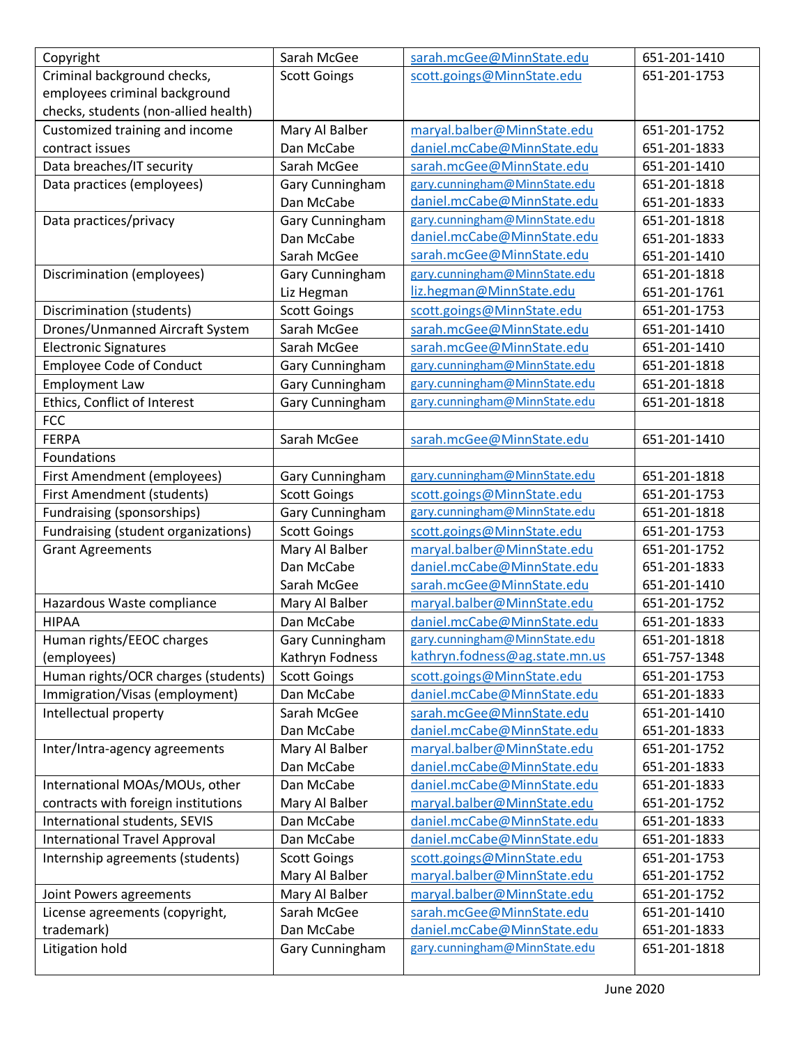| Copyright | Sarah McGee | sarah.mcGee@MinnState.edu | 651-201-1410 |
|---|---|---|---|
| Criminal background checks, employees criminal background checks, students (non-allied health) | Scott Goings | scott.goings@MinnState.edu | 651-201-1753 |
| Customized training and income contract issues | Mary Al Balber<br>Dan McCabe | maryal.balber@MinnState.edu<br>daniel.mcCabe@MinnState.edu | 651-201-1752<br>651-201-1833 |
| Data breaches/IT security | Sarah McGee | sarah.mcGee@MinnState.edu | 651-201-1410 |
| Data practices (employees) | Gary Cunningham<br>Dan McCabe | gary.cunningham@MinnState.edu<br>daniel.mcCabe@MinnState.edu | 651-201-1818<br>651-201-1833 |
| Data practices/privacy | Gary Cunningham<br>Dan McCabe<br>Sarah McGee | gary.cunningham@MinnState.edu<br>daniel.mcCabe@MinnState.edu<br>sarah.mcGee@MinnState.edu | 651-201-1818<br>651-201-1833<br>651-201-1410 |
| Discrimination (employees) | Gary Cunningham<br>Liz Hegman | gary.cunningham@MinnState.edu<br>liz.hegman@MinnState.edu | 651-201-1818<br>651-201-1761 |
| Discrimination (students) | Scott Goings | scott.goings@MinnState.edu | 651-201-1753 |
| Drones/Unmanned Aircraft System | Sarah McGee | sarah.mcGee@MinnState.edu | 651-201-1410 |
| Electronic Signatures | Sarah McGee | sarah.mcGee@MinnState.edu | 651-201-1410 |
| Employee Code of Conduct | Gary Cunningham | gary.cunningham@MinnState.edu | 651-201-1818 |
| Employment Law | Gary Cunningham | gary.cunningham@MinnState.edu | 651-201-1818 |
| Ethics, Conflict of Interest | Gary Cunningham | gary.cunningham@MinnState.edu | 651-201-1818 |
| FCC | | | |
| FERPA | Sarah McGee | sarah.mcGee@MinnState.edu | 651-201-1410 |
| Foundations | | | |
| First Amendment (employees) | Gary Cunningham | gary.cunningham@MinnState.edu | 651-201-1818 |
| First Amendment (students) | Scott Goings | scott.goings@MinnState.edu | 651-201-1753 |
| Fundraising (sponsorships) | Gary Cunningham | gary.cunningham@MinnState.edu | 651-201-1818 |
| Fundraising (student organizations) | Scott Goings | scott.goings@MinnState.edu | 651-201-1753 |
| Grant Agreements | Mary Al Balber<br>Dan McCabe<br>Sarah McGee | maryal.balber@MinnState.edu<br>daniel.mcCabe@MinnState.edu<br>sarah.mcGee@MinnState.edu | 651-201-1752<br>651-201-1833<br>651-201-1410 |
| Hazardous Waste compliance | Mary Al Balber | maryal.balber@MinnState.edu | 651-201-1752 |
| HIPAA | Dan McCabe | daniel.mcCabe@MinnState.edu | 651-201-1833 |
| Human rights/EEOC charges (employees) | Gary Cunningham<br>Kathryn Fodness | gary.cunningham@MinnState.edu<br>kathryn.fodness@ag.state.mn.us | 651-201-1818<br>651-757-1348 |
| Human rights/OCR charges (students) | Scott Goings | scott.goings@MinnState.edu | 651-201-1753 |
| Immigration/Visas (employment) | Dan McCabe | daniel.mcCabe@MinnState.edu | 651-201-1833 |
| Intellectual property | Sarah McGee<br>Dan McCabe | sarah.mcGee@MinnState.edu<br>daniel.mcCabe@MinnState.edu | 651-201-1410<br>651-201-1833 |
| Inter/Intra-agency agreements | Mary Al Balber<br>Dan McCabe | maryal.balber@MinnState.edu<br>daniel.mcCabe@MinnState.edu | 651-201-1752<br>651-201-1833 |
| International MOAs/MOUs, other contracts with foreign institutions | Dan McCabe<br>Mary Al Balber | daniel.mcCabe@MinnState.edu<br>maryal.balber@MinnState.edu | 651-201-1833<br>651-201-1752 |
| International students, SEVIS | Dan McCabe | daniel.mcCabe@MinnState.edu | 651-201-1833 |
| International Travel Approval | Dan McCabe | daniel.mcCabe@MinnState.edu | 651-201-1833 |
| Internship agreements (students) | Scott Goings<br>Mary Al Balber | scott.goings@MinnState.edu<br>maryal.balber@MinnState.edu | 651-201-1753<br>651-201-1752 |
| Joint Powers agreements | Mary Al Balber | maryal.balber@MinnState.edu | 651-201-1752 |
| License agreements (copyright, trademark) | Sarah McGee<br>Dan McCabe | sarah.mcGee@MinnState.edu<br>daniel.mcCabe@MinnState.edu | 651-201-1410<br>651-201-1833 |
| Litigation hold | Gary Cunningham | gary.cunningham@MinnState.edu | 651-201-1818 |

June 2020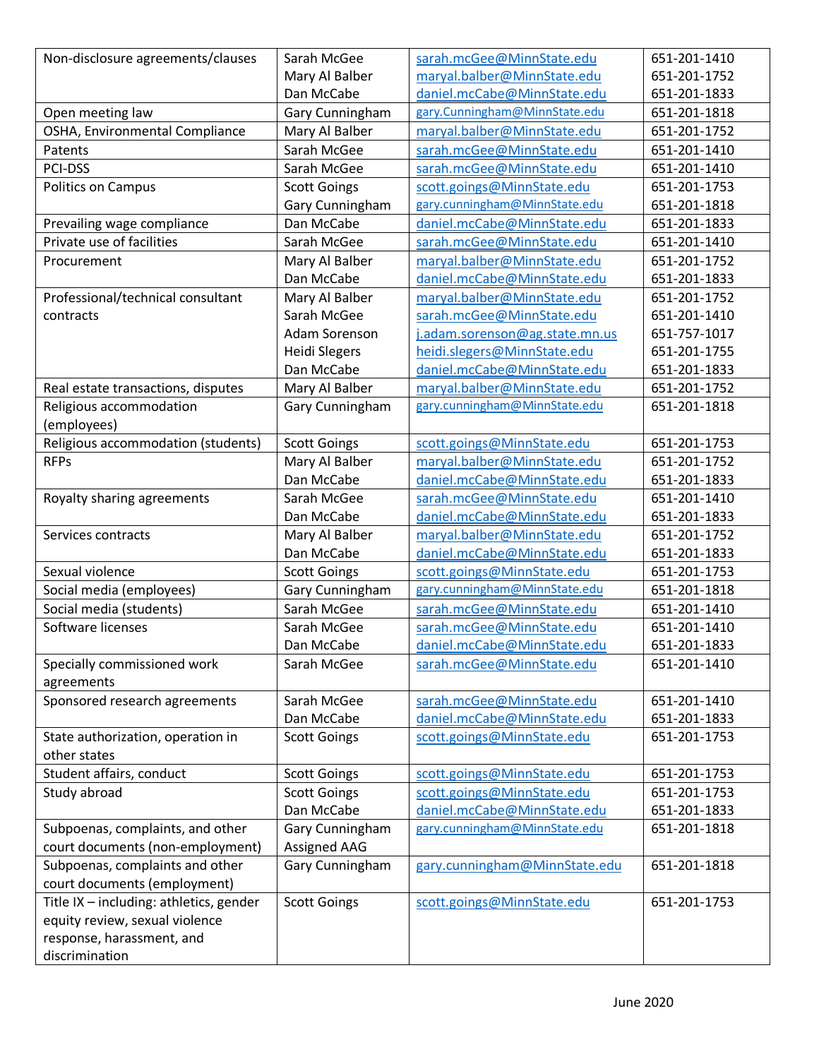| Non-disclosure agreements/clauses | Sarah McGee<br>Mary Al Balber<br>Dan McCabe | sarah.mcGee@MinnState.edu<br>maryal.balber@MinnState.edu<br>daniel.mcCabe@MinnState.edu | 651-201-1410<br>651-201-1752<br>651-201-1833 |
|---|---|---|---|
| Open meeting law | Gary Cunningham | gary.Cunningham@MinnState.edu | 651-201-1818 |
| OSHA, Environmental Compliance | Mary Al Balber | maryal.balber@MinnState.edu | 651-201-1752 |
| Patents | Sarah McGee | sarah.mcGee@MinnState.edu | 651-201-1410 |
| PCI-DSS | Sarah McGee | sarah.mcGee@MinnState.edu | 651-201-1410 |
| Politics on Campus | Scott Goings<br>Gary Cunningham | scott.goings@MinnState.edu<br>gary.cunningham@MinnState.edu | 651-201-1753<br>651-201-1818 |
| Prevailing wage compliance | Dan McCabe | daniel.mcCabe@MinnState.edu | 651-201-1833 |
| Private use of facilities | Sarah McGee | sarah.mcGee@MinnState.edu | 651-201-1410 |
| Procurement | Mary Al Balber<br>Dan McCabe | maryal.balber@MinnState.edu<br>daniel.mcCabe@MinnState.edu | 651-201-1752<br>651-201-1833 |
| Professional/technical consultant contracts | Mary Al Balber<br>Sarah McGee<br>Adam Sorenson<br>Heidi Slegers<br>Dan McCabe | maryal.balber@MinnState.edu<br>sarah.mcGee@MinnState.edu<br>j.adam.sorenson@ag.state.mn.us<br>heidi.slegers@MinnState.edu<br>daniel.mcCabe@MinnState.edu | 651-201-1752<br>651-201-1410<br>651-757-1017<br>651-201-1755<br>651-201-1833 |
| Real estate transactions, disputes | Mary Al Balber | maryal.balber@MinnState.edu | 651-201-1752 |
| Religious accommodation (employees) | Gary Cunningham | gary.cunningham@MinnState.edu | 651-201-1818 |
| Religious accommodation (students) | Scott Goings | scott.goings@MinnState.edu | 651-201-1753 |
| RFPs | Mary Al Balber<br>Dan McCabe | maryal.balber@MinnState.edu<br>daniel.mcCabe@MinnState.edu | 651-201-1752<br>651-201-1833 |
| Royalty sharing agreements | Sarah McGee<br>Dan McCabe | sarah.mcGee@MinnState.edu<br>daniel.mcCabe@MinnState.edu | 651-201-1410<br>651-201-1833 |
| Services contracts | Mary Al Balber<br>Dan McCabe | maryal.balber@MinnState.edu<br>daniel.mcCabe@MinnState.edu | 651-201-1752<br>651-201-1833 |
| Sexual violence | Scott Goings | scott.goings@MinnState.edu | 651-201-1753 |
| Social media (employees) | Gary Cunningham | gary.cunningham@MinnState.edu | 651-201-1818 |
| Social media (students) | Sarah McGee | sarah.mcGee@MinnState.edu | 651-201-1410 |
| Software licenses | Sarah McGee<br>Dan McCabe | sarah.mcGee@MinnState.edu<br>daniel.mcCabe@MinnState.edu | 651-201-1410<br>651-201-1833 |
| Specially commissioned work agreements | Sarah McGee | sarah.mcGee@MinnState.edu | 651-201-1410 |
| Sponsored research agreements | Sarah McGee<br>Dan McCabe | sarah.mcGee@MinnState.edu<br>daniel.mcCabe@MinnState.edu | 651-201-1410<br>651-201-1833 |
| State authorization, operation in other states | Scott Goings | scott.goings@MinnState.edu | 651-201-1753 |
| Student affairs, conduct | Scott Goings | scott.goings@MinnState.edu | 651-201-1753 |
| Study abroad | Scott Goings<br>Dan McCabe | scott.goings@MinnState.edu<br>daniel.mcCabe@MinnState.edu | 651-201-1753<br>651-201-1833 |
| Subpoenas, complaints, and other court documents (non-employment) | Gary Cunningham<br>Assigned AAG | gary.cunningham@MinnState.edu | 651-201-1818 |
| Subpoenas, complaints and other court documents (employment) | Gary Cunningham | gary.cunningham@MinnState.edu | 651-201-1818 |
| Title IX – including: athletics, gender equity review, sexual violence response, harassment, and discrimination | Scott Goings | scott.goings@MinnState.edu | 651-201-1753 |

June 2020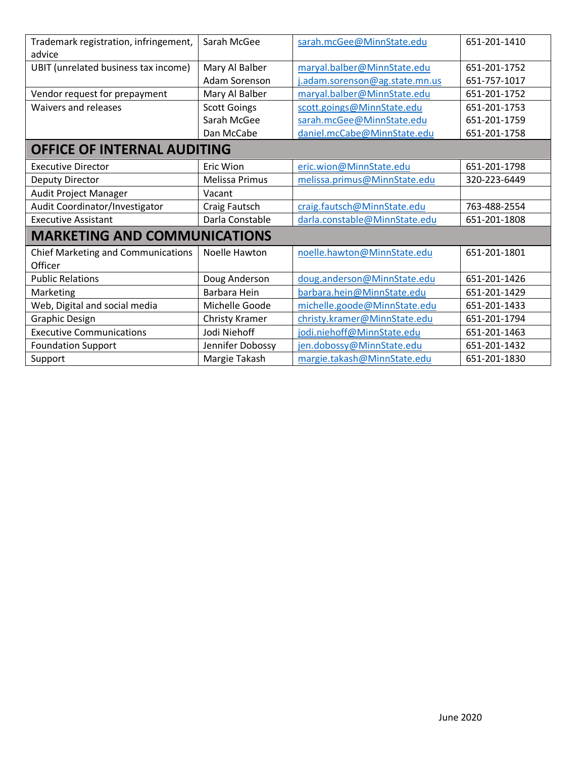| | | | |
|---|---|---|---|
| Trademark registration, infringement, advice | Sarah McGee | sarah.mcGee@MinnState.edu | 651-201-1410 |
| UBIT (unrelated business tax income) | Mary Al Balber<br>Adam Sorenson | maryal.balber@MinnState.edu<br>j.adam.sorenson@ag.state.mn.us | 651-201-1752<br>651-757-1017 |
| Vendor request for prepayment | Mary Al Balber | maryal.balber@MinnState.edu | 651-201-1752 |
| Waivers and releases | Scott Goings<br>Sarah McGee<br>Dan McCabe | scott.goings@MinnState.edu<br>sarah.mcGee@MinnState.edu<br>daniel.mcCabe@MinnState.edu | 651-201-1753<br>651-201-1759<br>651-201-1758 |
| **OFFICE OF INTERNAL AUDITING** | | | |
| Executive Director | Eric Wion | eric.wion@MinnState.edu | 651-201-1798 |
| Deputy Director | Melissa Primus | melissa.primus@MinnState.edu | 320-223-6449 |
| Audit Project Manager | Vacant | | |
| Audit Coordinator/Investigator | Craig Fautsch | craig.fautsch@MinnState.edu | 763-488-2554 |
| Executive Assistant | Darla Constable | darla.constable@MinnState.edu | 651-201-1808 |
| **MARKETING AND COMMUNICATIONS** | | | |
| Chief Marketing and Communications Officer | Noelle Hawton | noelle.hawton@MinnState.edu | 651-201-1801 |
| Public Relations | Doug Anderson | doug.anderson@MinnState.edu | 651-201-1426 |
| Marketing | Barbara Hein | barbara.hein@MinnState.edu | 651-201-1429 |
| Web, Digital and social media | Michelle Goode | michelle.goode@MinnState.edu | 651-201-1433 |
| Graphic Design | Christy Kramer | christy.kramer@MinnState.edu | 651-201-1794 |
| Executive Communications | Jodi Niehoff | jodi.niehoff@MinnState.edu | 651-201-1463 |
| Foundation Support | Jennifer Dobossy | jen.dobossy@MinnState.edu | 651-201-1432 |
| Support | Margie Takash | margie.takash@MinnState.edu | 651-201-1830 |

June 2020